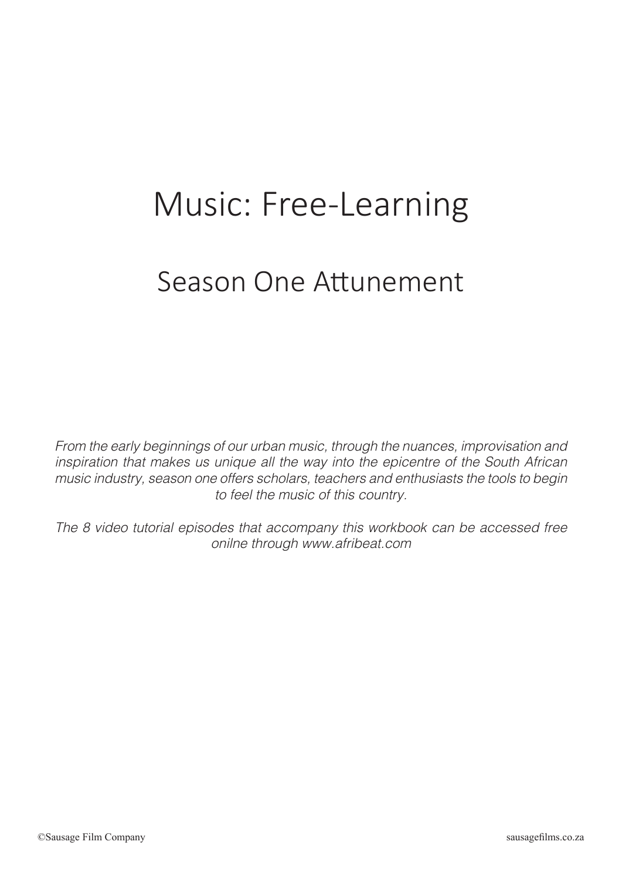# Music: Free-Learning

## Season One Attunement

*From the early beginnings of our urban music, through the nuances, improvisation and inspiration that makes us unique all the way into the epicentre of the South African music industry, season one offers scholars, teachers and enthusiasts the tools to begin to feel the music of this country.*

*The 8 video tutorial episodes that accompany this workbook can be accessed free onilne through www.afribeat.com*

©Sausage Film Company

sausagefilms.co.za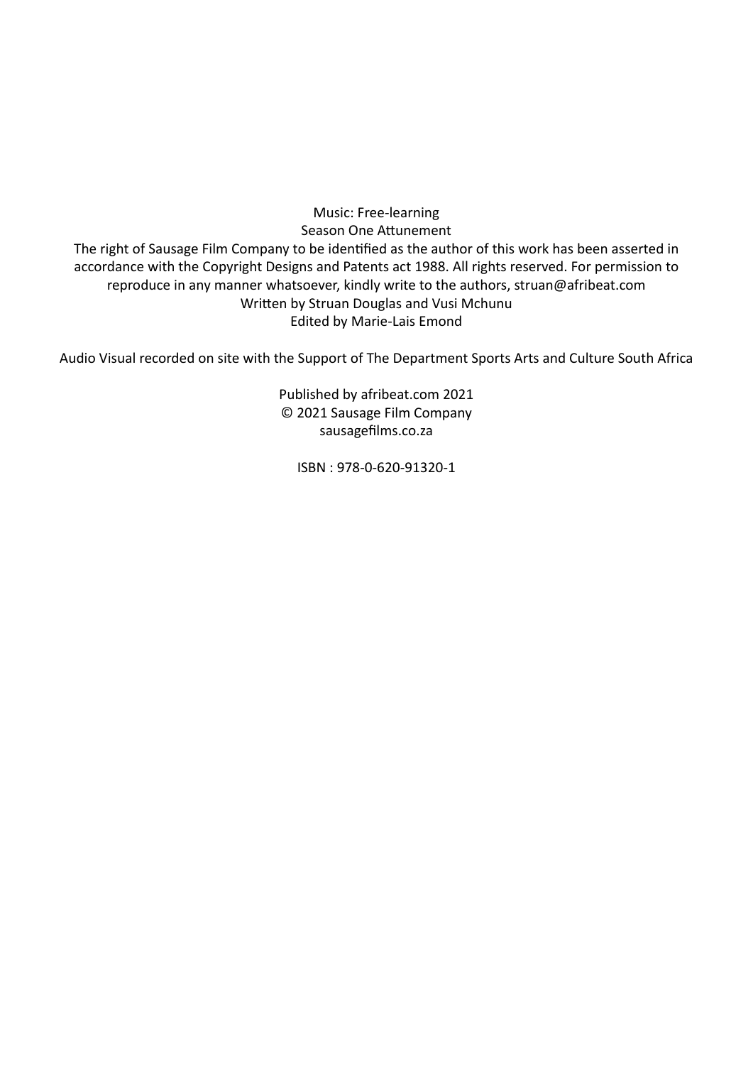Music: Free-learning
Season One Attunement
The right of Sausage Film Company to be identified as the author of this work has been asserted in accordance with the Copyright Designs and Patents act 1988. All rights reserved. For permission to reproduce in any manner whatsoever, kindly write to the authors, struan@afribeat.com
Written by Struan Douglas and Vusi Mchunu
Edited by Marie-Lais Emond

Audio Visual recorded on site with the Support of The Department Sports Arts and Culture South Africa

Published by afribeat.com 2021
© 2021 Sausage Film Company
sausagefilms.co.za

ISBN : 978-0-620-91320-1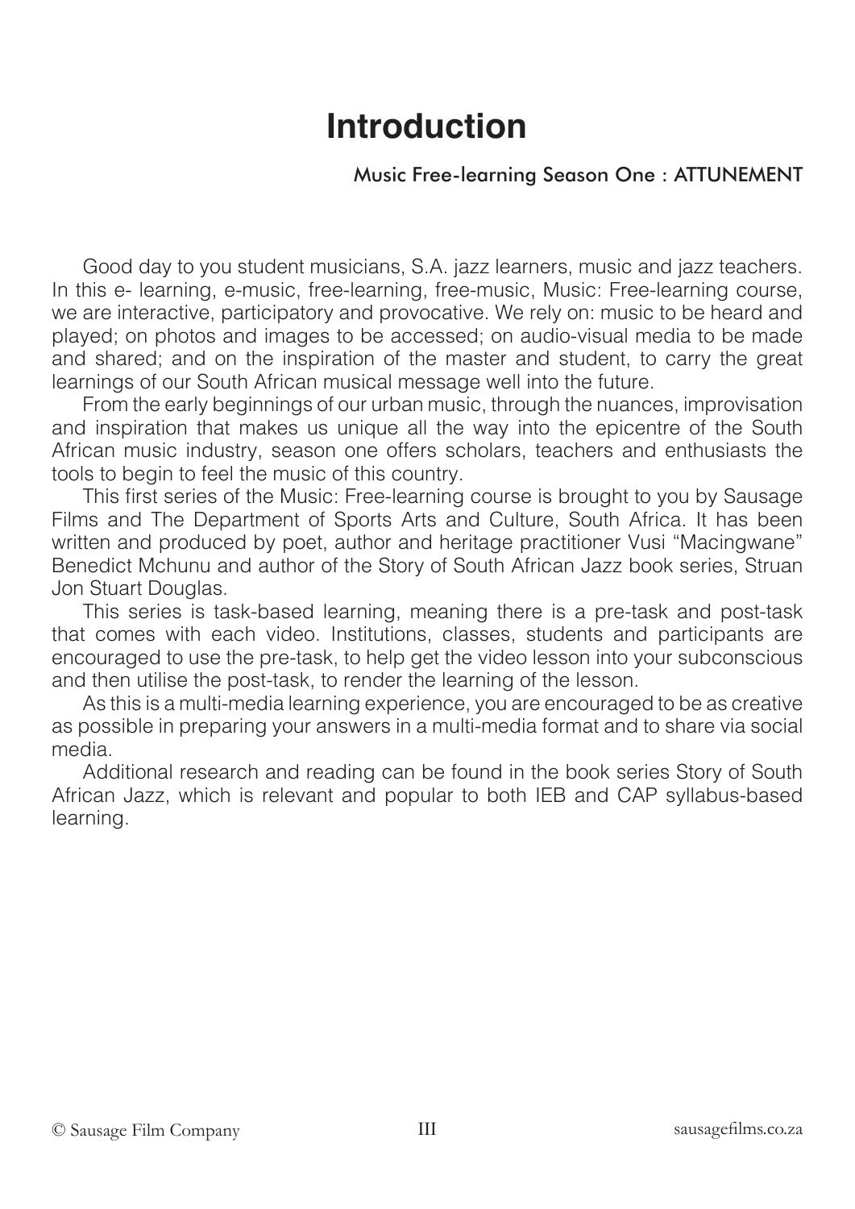# Introduction

Music Free-learning Season One : ATTUNEMENT

Good day to you student musicians, S.A. jazz learners, music and jazz teachers. In this e- learning, e-music, free-learning, free-music, Music: Free-learning course, we are interactive, participatory and provocative. We rely on: music to be heard and played; on photos and images to be accessed; on audio-visual media to be made and shared; and on the inspiration of the master and student, to carry the great learnings of our South African musical message well into the future.

From the early beginnings of our urban music, through the nuances, improvisation and inspiration that makes us unique all the way into the epicentre of the South African music industry, season one offers scholars, teachers and enthusiasts the tools to begin to feel the music of this country.

This first series of the Music: Free-learning course is brought to you by Sausage Films and The Department of Sports Arts and Culture, South Africa. It has been written and produced by poet, author and heritage practitioner Vusi "Macingwane" Benedict Mchunu and author of the Story of South African Jazz book series, Struan Jon Stuart Douglas.

This series is task-based learning, meaning there is a pre-task and post-task that comes with each video. Institutions, classes, students and participants are encouraged to use the pre-task, to help get the video lesson into your subconscious and then utilise the post-task, to render the learning of the lesson.

As this is a multi-media learning experience, you are encouraged to be as creative as possible in preparing your answers in a multi-media format and to share via social media.

Additional research and reading can be found in the book series Story of South African Jazz, which is relevant and popular to both IEB and CAP syllabus-based learning.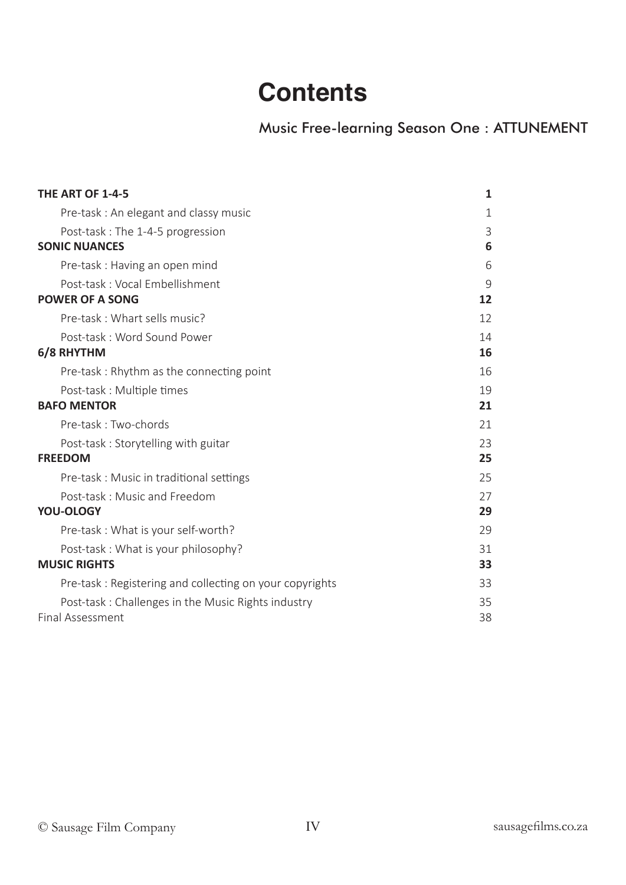# Contents

## Music Free-learning Season One : ATTUNEMENT

| | |
|---|---|
| **THE ART OF 1-4-5** | **1** |
| Pre-task : An elegant and classy music | 1 |
| Post-task : The 1-4-5 progression | 3 |
| **SONIC NUANCES** | **6** |
| Pre-task : Having an open mind | 6 |
| Post-task : Vocal Embellishment | 9 |
| **POWER OF A SONG** | **12** |
| Pre-task : Whart sells music? | 12 |
| Post-task : Word Sound Power | 14 |
| **6/8 RHYTHM** | **16** |
| Pre-task : Rhythm as the connecting point | 16 |
| Post-task : Multiple times | 19 |
| **BAFO MENTOR** | **21** |
| Pre-task : Two-chords | 21 |
| Post-task : Storytelling with guitar | 23 |
| **FREEDOM** | **25** |
| Pre-task : Music in traditional settings | 25 |
| Post-task : Music and Freedom | 27 |
| **YOU-OLOGY** | **29** |
| Pre-task : What is your self-worth? | 29 |
| Post-task : What is your philosophy? | 31 |
| **MUSIC RIGHTS** | **33** |
| Pre-task : Registering and collecting on your copyrights | 33 |
| Post-task : Challenges in the Music Rights industry | 35 |
| Final Assessment | 38 |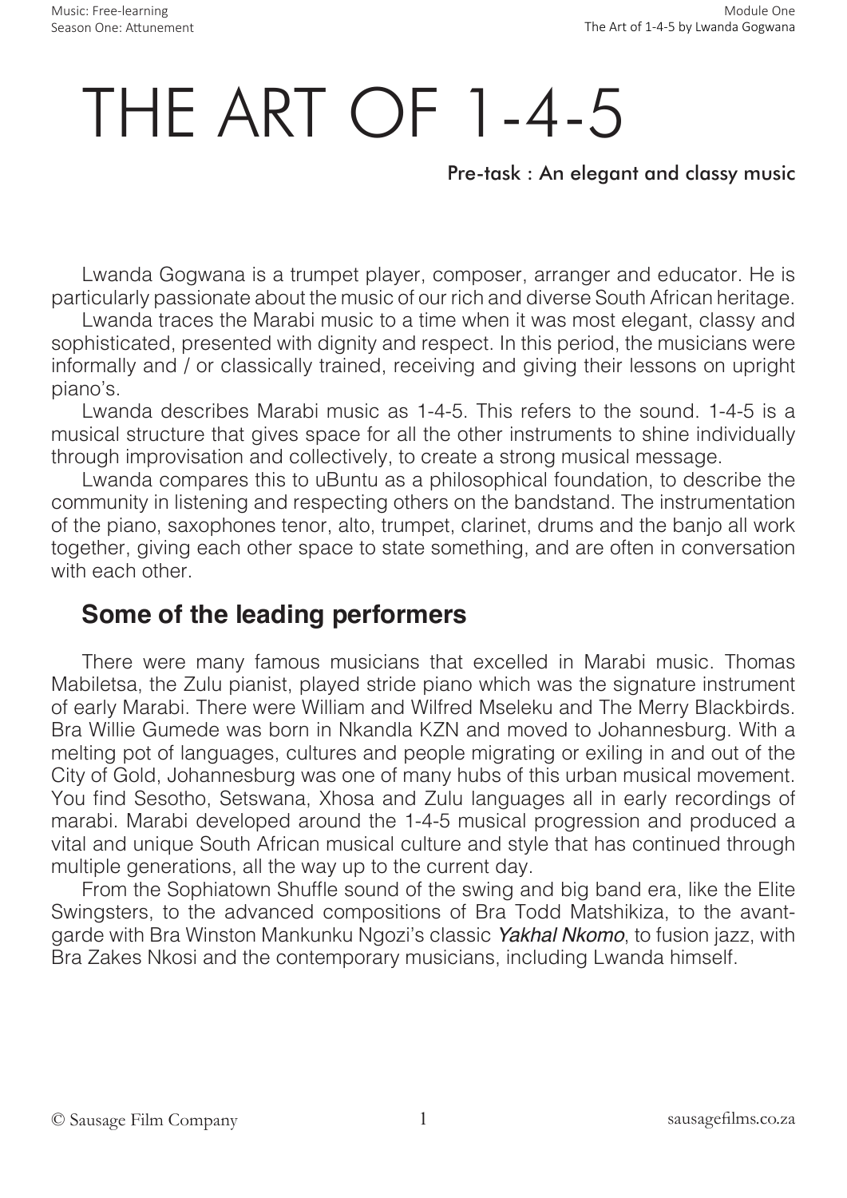# THE ART OF 1-4-5

Pre-task : An elegant and classy music

Lwanda Gogwana is a trumpet player, composer, arranger and educator. He is particularly passionate about the music of our rich and diverse South African heritage.

Lwanda traces the Marabi music to a time when it was most elegant, classy and sophisticated, presented with dignity and respect. In this period, the musicians were informally and / or classically trained, receiving and giving their lessons on upright piano's.

Lwanda describes Marabi music as 1-4-5. This refers to the sound. 1-4-5 is a musical structure that gives space for all the other instruments to shine individually through improvisation and collectively, to create a strong musical message.

Lwanda compares this to uBuntu as a philosophical foundation, to describe the community in listening and respecting others on the bandstand. The instrumentation of the piano, saxophones tenor, alto, trumpet, clarinet, drums and the banjo all work together, giving each other space to state something, and are often in conversation with each other.

## Some of the leading performers

There were many famous musicians that excelled in Marabi music. Thomas Mabiletsa, the Zulu pianist, played stride piano which was the signature instrument of early Marabi. There were William and Wilfred Mseleku and The Merry Blackbirds. Bra Willie Gumede was born in Nkandla KZN and moved to Johannesburg. With a melting pot of languages, cultures and people migrating or exiling in and out of the City of Gold, Johannesburg was one of many hubs of this urban musical movement. You find Sesotho, Setswana, Xhosa and Zulu languages all in early recordings of marabi. Marabi developed around the 1-4-5 musical progression and produced a vital and unique South African musical culture and style that has continued through multiple generations, all the way up to the current day.

From the Sophiatown Shuffle sound of the swing and big band era, like the Elite Swingsters, to the advanced compositions of Bra Todd Matshikiza, to the avant-garde with Bra Winston Mankunku Ngozi's classic *Yakhal Nkomo*, to fusion jazz, with Bra Zakes Nkosi and the contemporary musicians, including Lwanda himself.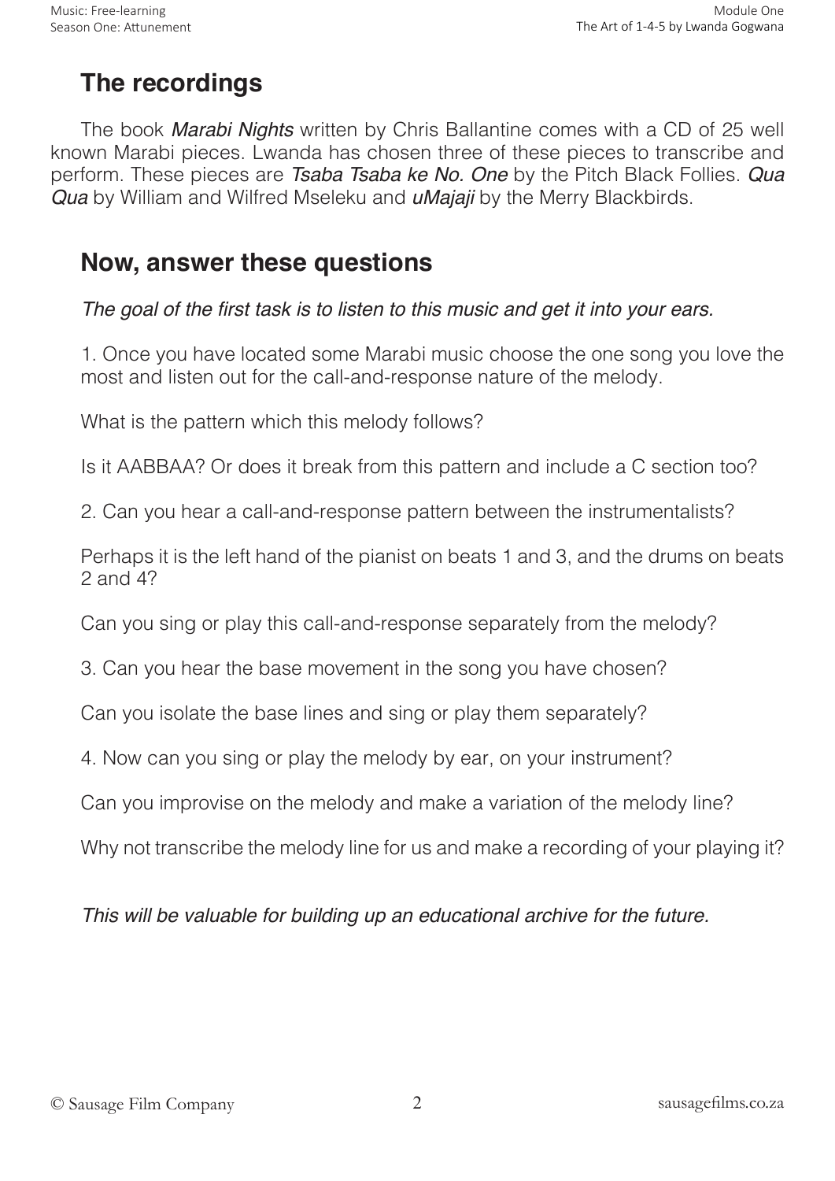## The recordings

The book *Marabi Nights* written by Chris Ballantine comes with a CD of 25 well known Marabi pieces. Lwanda has chosen three of these pieces to transcribe and perform. These pieces are *Tsaba Tsaba ke No. One* by the Pitch Black Follies. *Qua Qua* by William and Wilfred Mseleku and *uMajaji* by the Merry Blackbirds.

## Now, answer these questions

*The goal of the first task is to listen to this music and get it into your ears.*

1. Once you have located some Marabi music choose the one song you love the most and listen out for the call-and-response nature of the melody.

What is the pattern which this melody follows?

Is it AABBAA? Or does it break from this pattern and include a C section too?

2. Can you hear a call-and-response pattern between the instrumentalists?

Perhaps it is the left hand of the pianist on beats 1 and 3, and the drums on beats 2 and 4?

Can you sing or play this call-and-response separately from the melody?

3. Can you hear the base movement in the song you have chosen?

Can you isolate the base lines and sing or play them separately?

4. Now can you sing or play the melody by ear, on your instrument?

Can you improvise on the melody and make a variation of the melody line?

Why not transcribe the melody line for us and make a recording of your playing it?

*This will be valuable for building up an educational archive for the future.*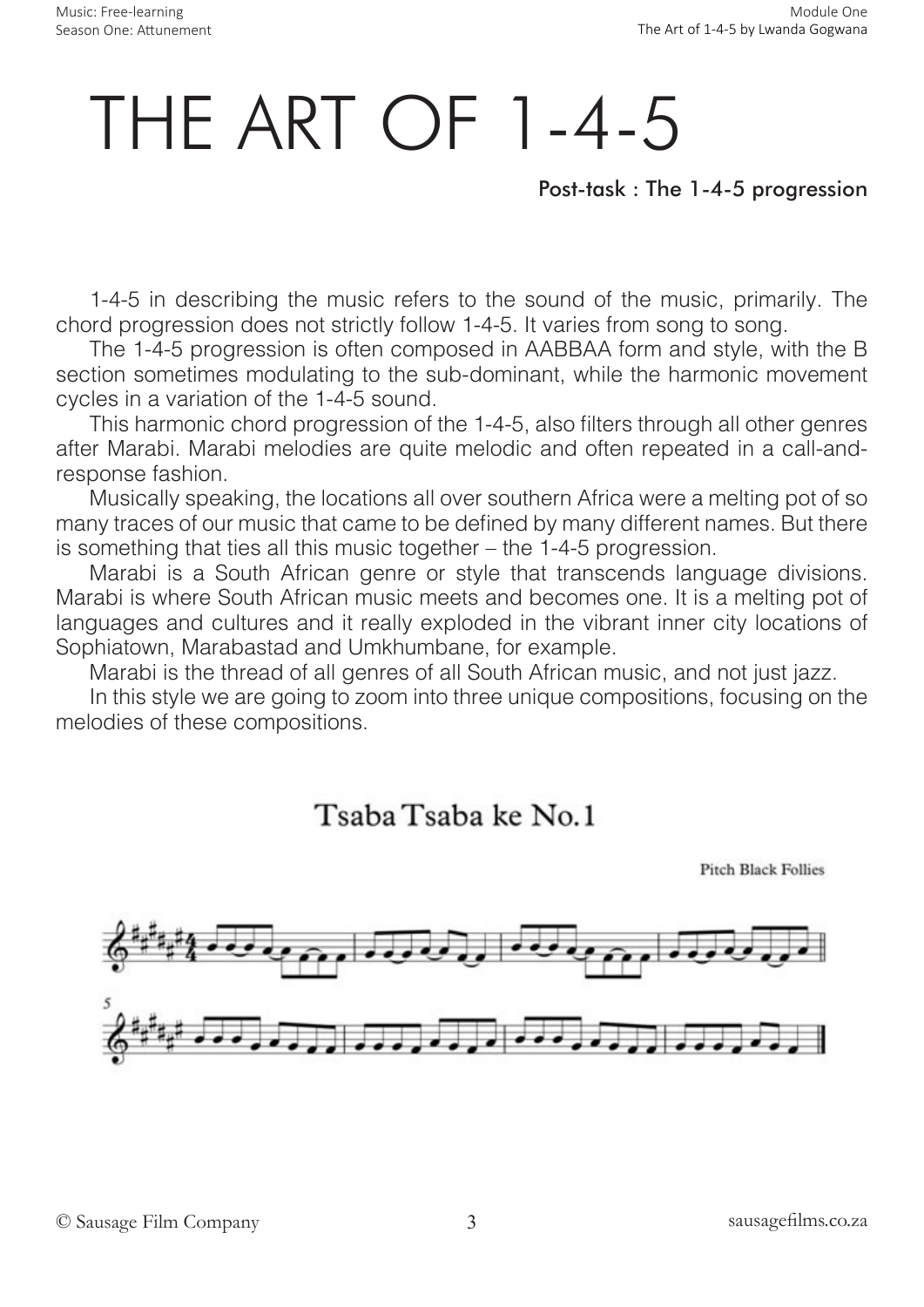# THE ART OF 1-4-5

**Post-task : The 1-4-5 progression**

1-4-5 in describing the music refers to the sound of the music, primarily. The chord progression does not strictly follow 1-4-5. It varies from song to song.

The 1-4-5 progression is often composed in AABBAA form and style, with the B section sometimes modulating to the sub-dominant, while the harmonic movement cycles in a variation of the 1-4-5 sound.

This harmonic chord progression of the 1-4-5, also filters through all other genres after Marabi. Marabi melodies are quite melodic and often repeated in a call-and-response fashion.

Musically speaking, the locations all over southern Africa were a melting pot of so many traces of our music that came to be defined by many different names. But there is something that ties all this music together – the 1-4-5 progression.

Marabi is a South African genre or style that transcends language divisions. Marabi is where South African music meets and becomes one. It is a melting pot of languages and cultures and it really exploded in the vibrant inner city locations of Sophiatown, Marabastad and Umkhumbane, for example.

Marabi is the thread of all genres of all South African music, and not just jazz.

In this style we are going to zoom into three unique compositions, focusing on the melodies of these compositions.

## Tsaba Tsaba ke No.1

Pitch Black Follies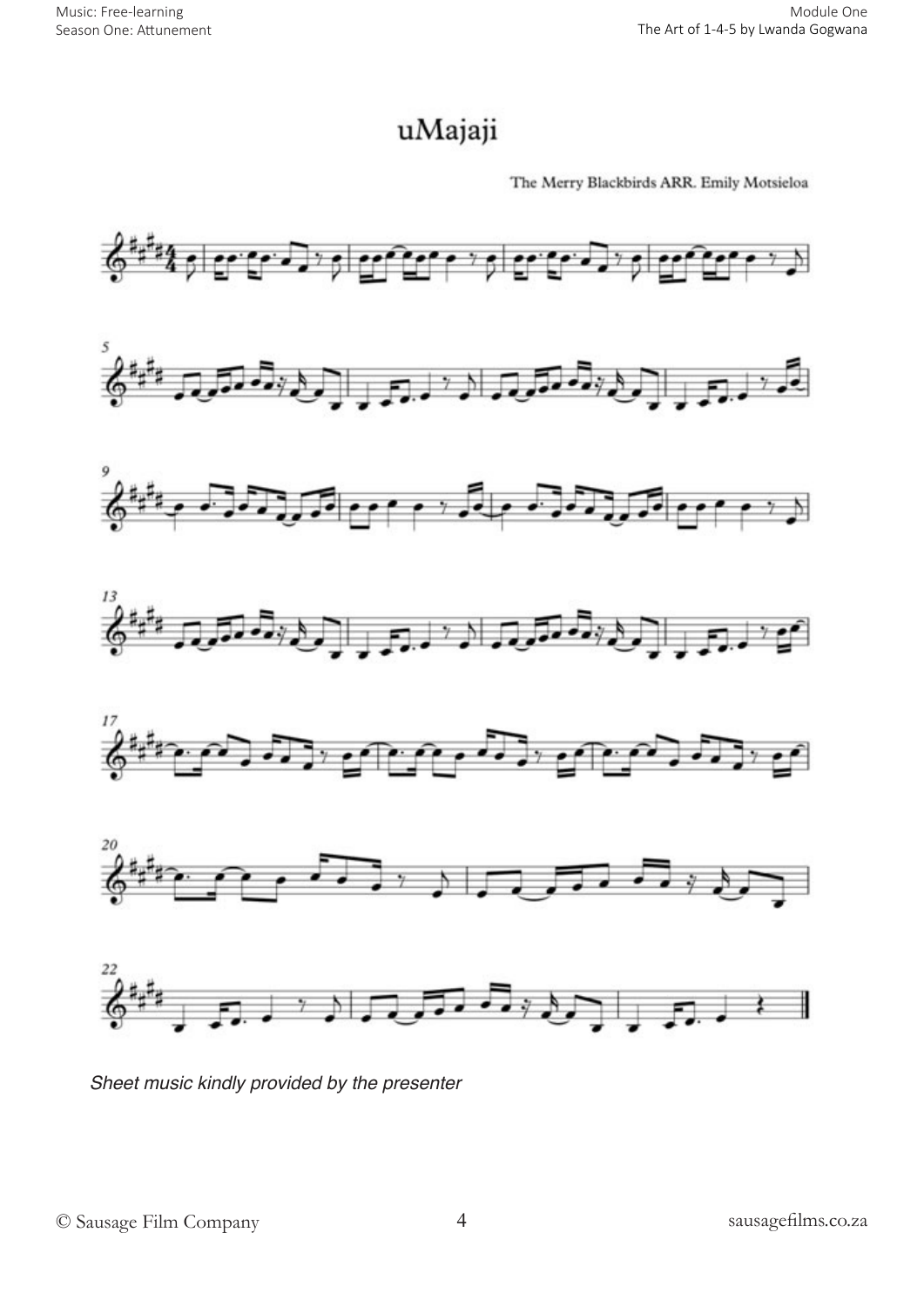# uMajaji

The Merry Blackbirds ARR. Emily Motsieloa

*Sheet music kindly provided by the presenter*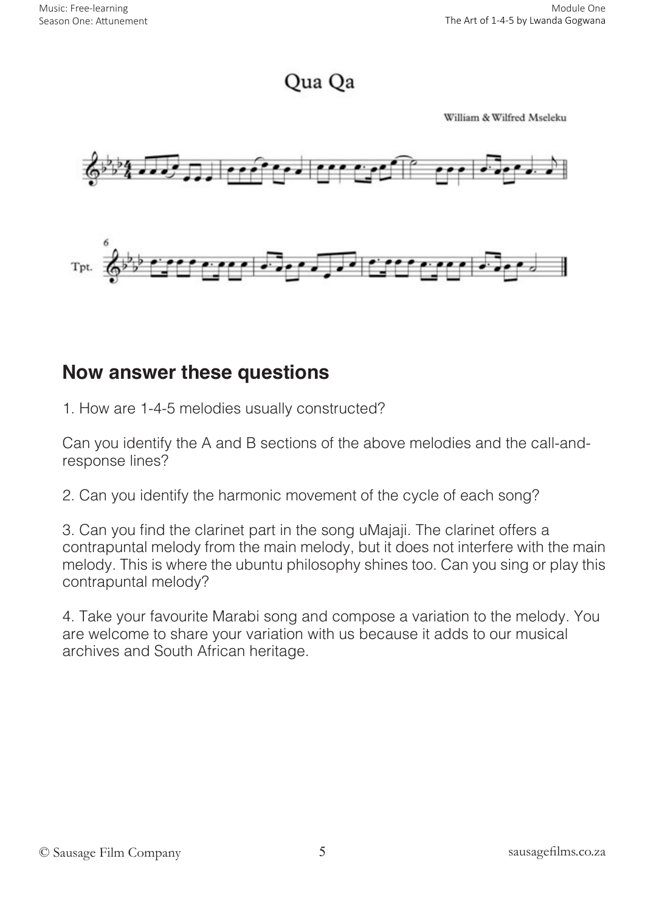# Qua Qa

William & Wilfred Mseleku

Tpt.

## Now answer these questions

1. How are 1-4-5 melodies usually constructed?

Can you identify the A and B sections of the above melodies and the call-and-response lines?

2. Can you identify the harmonic movement of the cycle of each song?

3. Can you find the clarinet part in the song uMajaji. The clarinet offers a contrapuntal melody from the main melody, but it does not interfere with the main melody. This is where the ubuntu philosophy shines too. Can you sing or play this contrapuntal melody?

4. Take your favourite Marabi song and compose a variation to the melody. You are welcome to share your variation with us because it adds to our musical archives and South African heritage.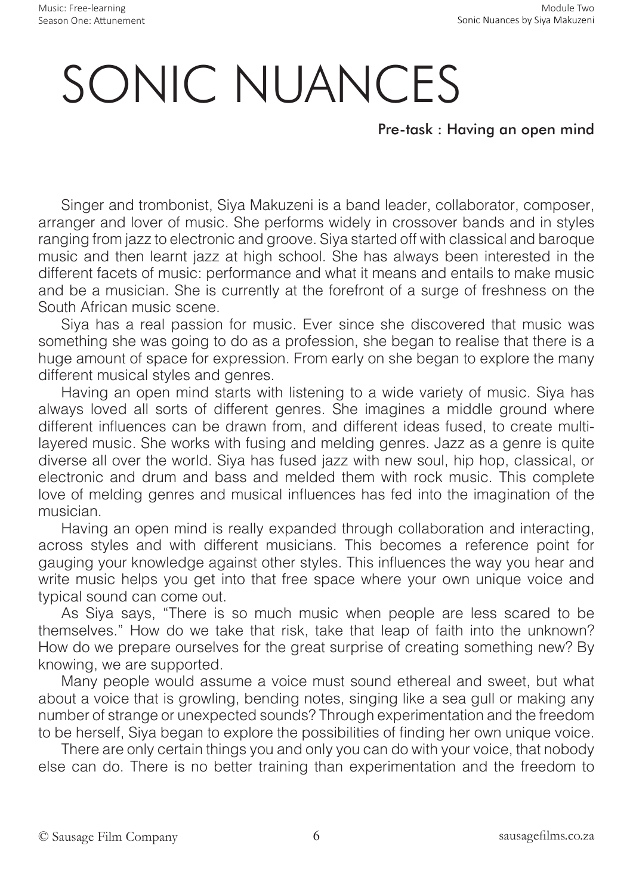# SONIC NUANCES

### Pre-task : Having an open mind

Singer and trombonist, Siya Makuzeni is a band leader, collaborator, composer, arranger and lover of music. She performs widely in crossover bands and in styles ranging from jazz to electronic and groove. Siya started off with classical and baroque music and then learnt jazz at high school. She has always been interested in the different facets of music: performance and what it means and entails to make music and be a musician. She is currently at the forefront of a surge of freshness on the South African music scene.

Siya has a real passion for music. Ever since she discovered that music was something she was going to do as a profession, she began to realise that there is a huge amount of space for expression. From early on she began to explore the many different musical styles and genres.

Having an open mind starts with listening to a wide variety of music. Siya has always loved all sorts of different genres. She imagines a middle ground where different influences can be drawn from, and different ideas fused, to create multi-layered music. She works with fusing and melding genres. Jazz as a genre is quite diverse all over the world. Siya has fused jazz with new soul, hip hop, classical, or electronic and drum and bass and melded them with rock music. This complete love of melding genres and musical influences has fed into the imagination of the musician.

Having an open mind is really expanded through collaboration and interacting, across styles and with different musicians. This becomes a reference point for gauging your knowledge against other styles. This influences the way you hear and write music helps you get into that free space where your own unique voice and typical sound can come out.

As Siya says, "There is so much music when people are less scared to be themselves." How do we take that risk, take that leap of faith into the unknown? How do we prepare ourselves for the great surprise of creating something new? By knowing, we are supported.

Many people would assume a voice must sound ethereal and sweet, but what about a voice that is growling, bending notes, singing like a sea gull or making any number of strange or unexpected sounds? Through experimentation and the freedom to be herself, Siya began to explore the possibilities of finding her own unique voice.

There are only certain things you and only you can do with your voice, that nobody else can do. There is no better training than experimentation and the freedom to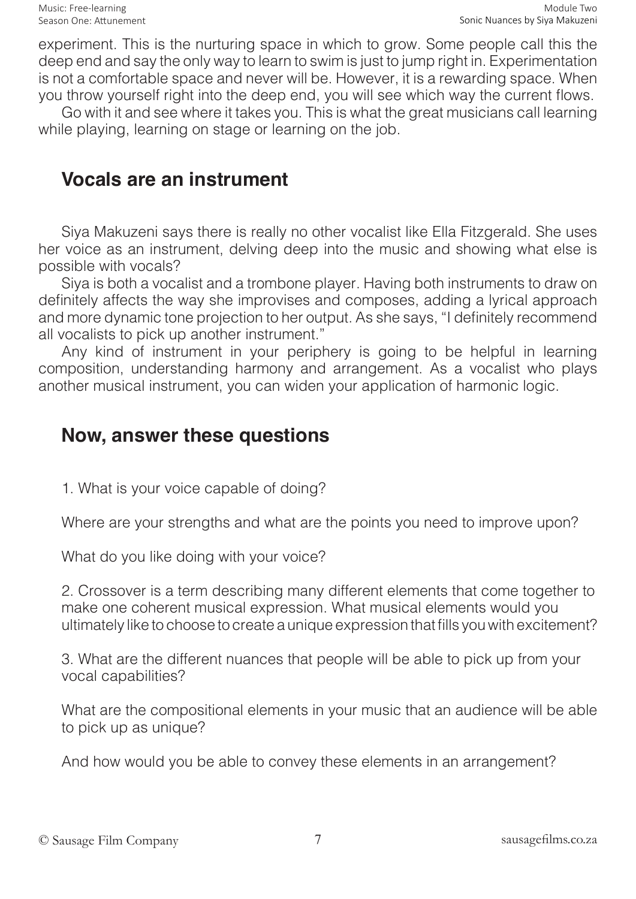experiment. This is the nurturing space in which to grow. Some people call this the deep end and say the only way to learn to swim is just to jump right in. Experimentation is not a comfortable space and never will be. However, it is a rewarding space. When you throw yourself right into the deep end, you will see which way the current flows.

Go with it and see where it takes you. This is what the great musicians call learning while playing, learning on stage or learning on the job.

## Vocals are an instrument

Siya Makuzeni says there is really no other vocalist like Ella Fitzgerald. She uses her voice as an instrument, delving deep into the music and showing what else is possible with vocals?

Siya is both a vocalist and a trombone player. Having both instruments to draw on definitely affects the way she improvises and composes, adding a lyrical approach and more dynamic tone projection to her output. As she says, "I definitely recommend all vocalists to pick up another instrument."

Any kind of instrument in your periphery is going to be helpful in learning composition, understanding harmony and arrangement. As a vocalist who plays another musical instrument, you can widen your application of harmonic logic.

## Now, answer these questions

1. What is your voice capable of doing?

Where are your strengths and what are the points you need to improve upon?

What do you like doing with your voice?

2. Crossover is a term describing many different elements that come together to make one coherent musical expression. What musical elements would you ultimately like to choose to create a unique expression that fills you with excitement?

3. What are the different nuances that people will be able to pick up from your vocal capabilities?

What are the compositional elements in your music that an audience will be able to pick up as unique?

And how would you be able to convey these elements in an arrangement?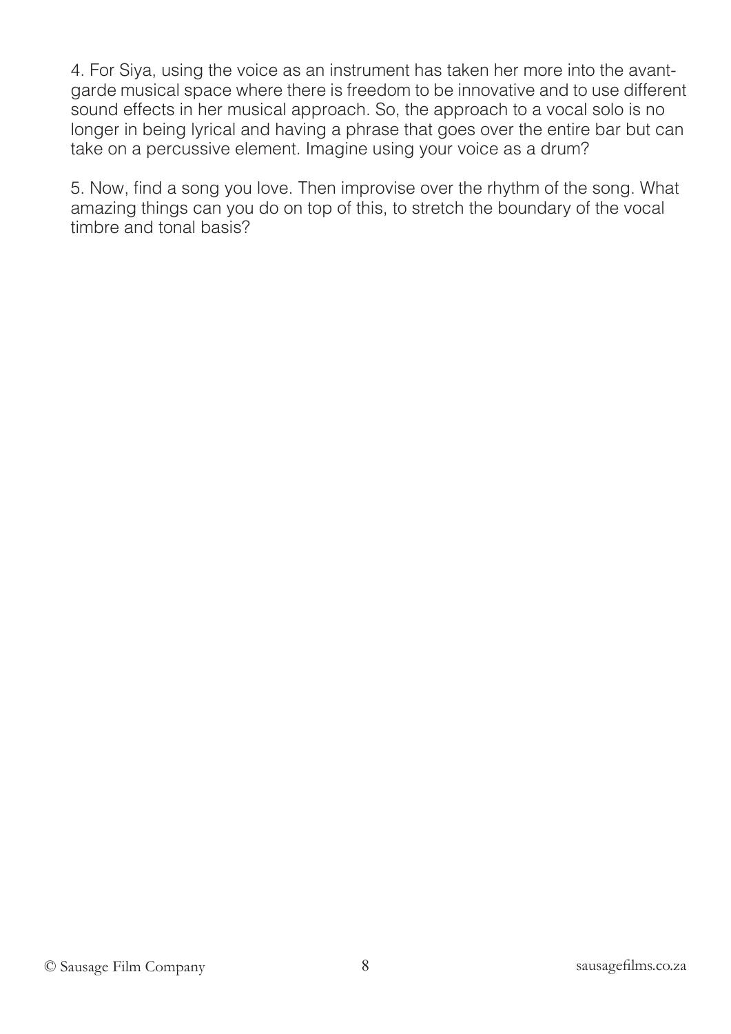4. For Siya, using the voice as an instrument has taken her more into the avant-garde musical space where there is freedom to be innovative and to use different sound effects in her musical approach. So, the approach to a vocal solo is no longer in being lyrical and having a phrase that goes over the entire bar but can take on a percussive element. Imagine using your voice as a drum?

5. Now, find a song you love. Then improvise over the rhythm of the song. What amazing things can you do on top of this, to stretch the boundary of the vocal timbre and tonal basis?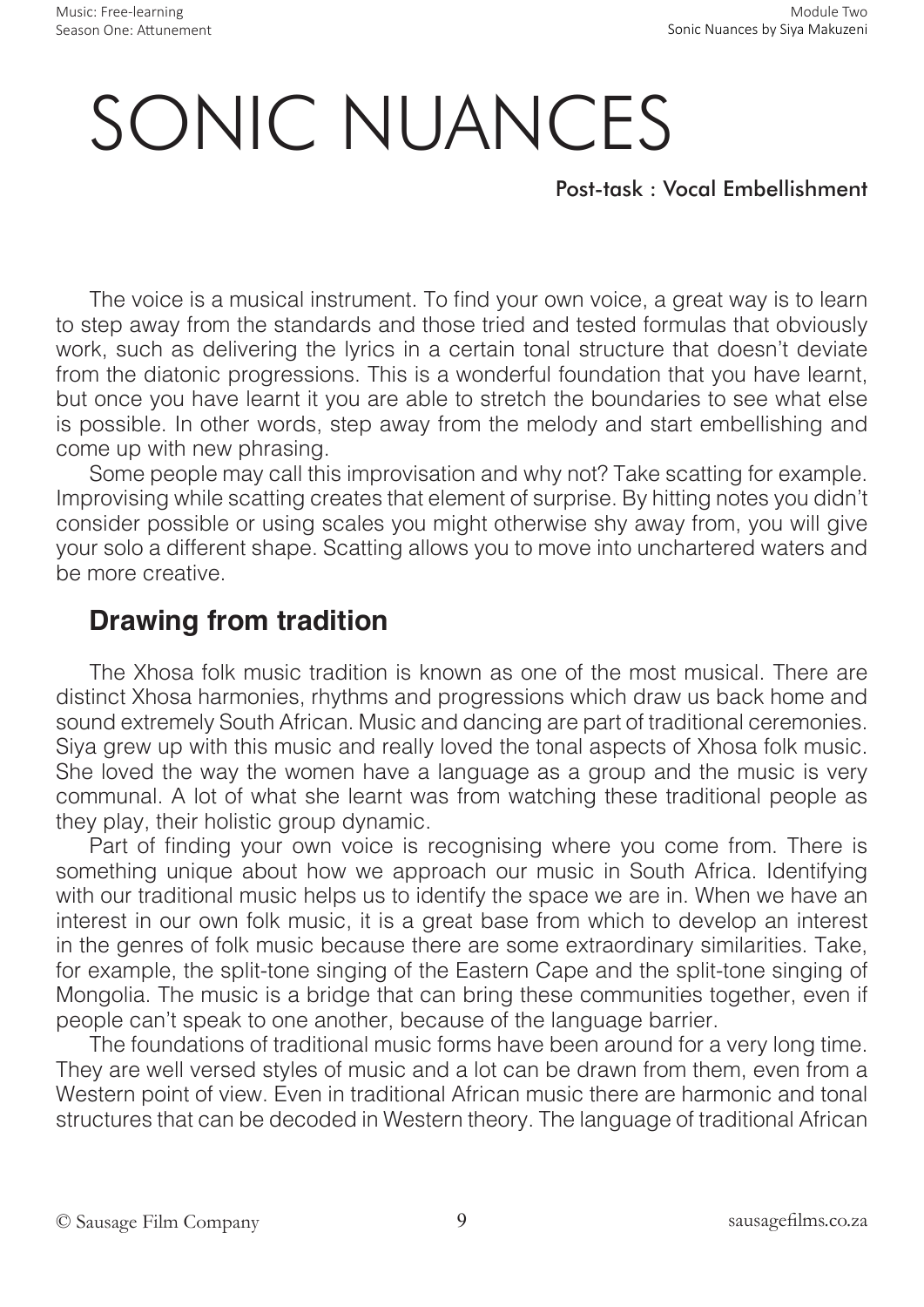# SONIC NUANCES

Post-task : Vocal Embellishment

The voice is a musical instrument. To find your own voice, a great way is to learn to step away from the standards and those tried and tested formulas that obviously work, such as delivering the lyrics in a certain tonal structure that doesn't deviate from the diatonic progressions. This is a wonderful foundation that you have learnt, but once you have learnt it you are able to stretch the boundaries to see what else is possible. In other words, step away from the melody and start embellishing and come up with new phrasing.

Some people may call this improvisation and why not? Take scatting for example. Improvising while scatting creates that element of surprise. By hitting notes you didn't consider possible or using scales you might otherwise shy away from, you will give your solo a different shape. Scatting allows you to move into unchartered waters and be more creative.

## Drawing from tradition

The Xhosa folk music tradition is known as one of the most musical. There are distinct Xhosa harmonies, rhythms and progressions which draw us back home and sound extremely South African. Music and dancing are part of traditional ceremonies. Siya grew up with this music and really loved the tonal aspects of Xhosa folk music. She loved the way the women have a language as a group and the music is very communal. A lot of what she learnt was from watching these traditional people as they play, their holistic group dynamic.

Part of finding your own voice is recognising where you come from. There is something unique about how we approach our music in South Africa. Identifying with our traditional music helps us to identify the space we are in. When we have an interest in our own folk music, it is a great base from which to develop an interest in the genres of folk music because there are some extraordinary similarities. Take, for example, the split-tone singing of the Eastern Cape and the split-tone singing of Mongolia. The music is a bridge that can bring these communities together, even if people can't speak to one another, because of the language barrier.

The foundations of traditional music forms have been around for a very long time. They are well versed styles of music and a lot can be drawn from them, even from a Western point of view. Even in traditional African music there are harmonic and tonal structures that can be decoded in Western theory. The language of traditional African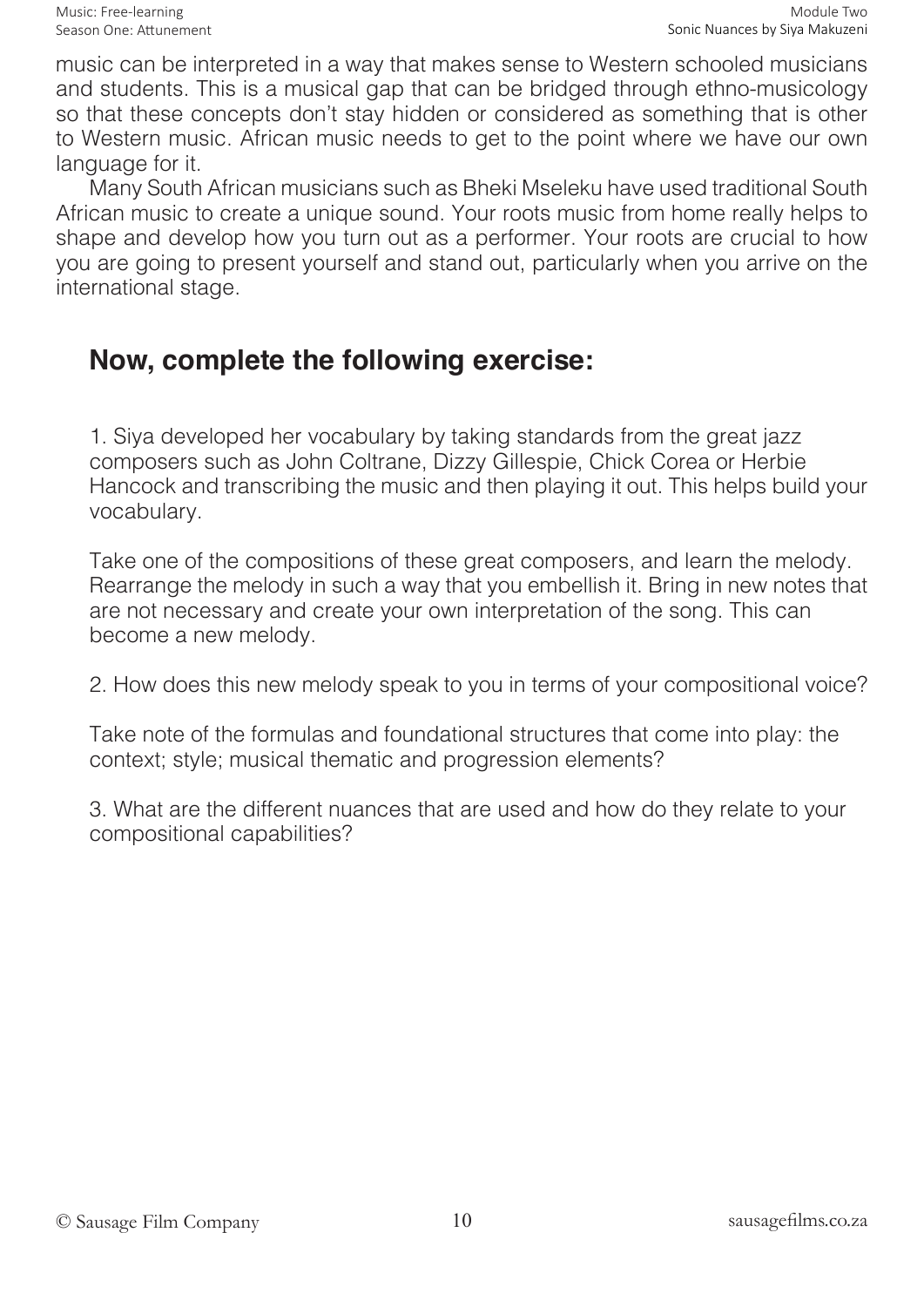music can be interpreted in a way that makes sense to Western schooled musicians and students. This is a musical gap that can be bridged through ethno-musicology so that these concepts don't stay hidden or considered as something that is other to Western music. African music needs to get to the point where we have our own language for it.

Many South African musicians such as Bheki Mseleku have used traditional South African music to create a unique sound. Your roots music from home really helps to shape and develop how you turn out as a performer. Your roots are crucial to how you are going to present yourself and stand out, particularly when you arrive on the international stage.

## Now, complete the following exercise:

1. Siya developed her vocabulary by taking standards from the great jazz composers such as John Coltrane, Dizzy Gillespie, Chick Corea or Herbie Hancock and transcribing the music and then playing it out. This helps build your vocabulary.

Take one of the compositions of these great composers, and learn the melody. Rearrange the melody in such a way that you embellish it. Bring in new notes that are not necessary and create your own interpretation of the song. This can become a new melody.

2. How does this new melody speak to you in terms of your compositional voice?

Take note of the formulas and foundational structures that come into play: the context; style; musical thematic and progression elements?

3. What are the different nuances that are used and how do they relate to your compositional capabilities?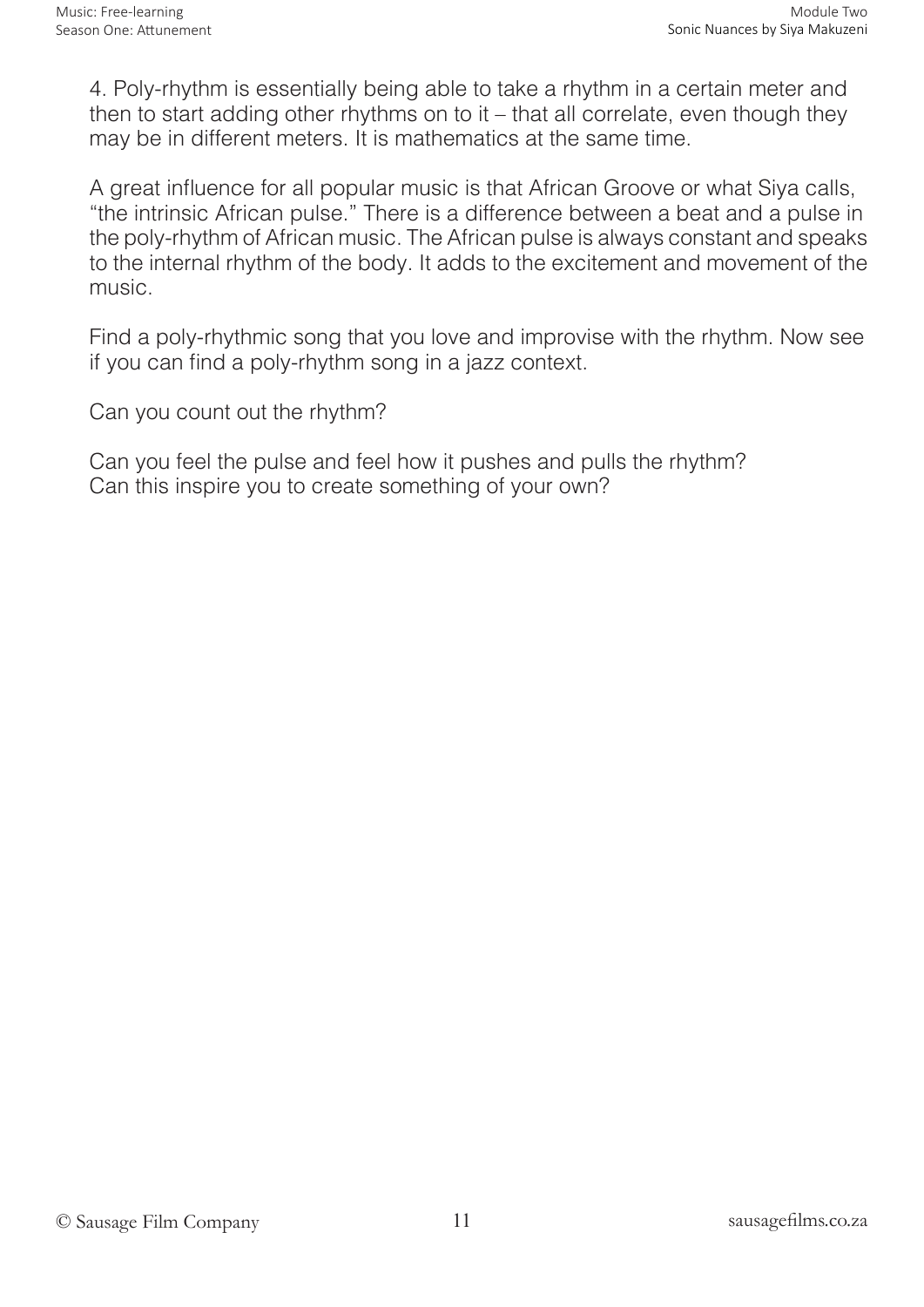4. Poly-rhythm is essentially being able to take a rhythm in a certain meter and then to start adding other rhythms on to it – that all correlate, even though they may be in different meters. It is mathematics at the same time.

A great influence for all popular music is that African Groove or what Siya calls, "the intrinsic African pulse." There is a difference between a beat and a pulse in the poly-rhythm of African music. The African pulse is always constant and speaks to the internal rhythm of the body. It adds to the excitement and movement of the music.

Find a poly-rhythmic song that you love and improvise with the rhythm. Now see if you can find a poly-rhythm song in a jazz context.

Can you count out the rhythm?

Can you feel the pulse and feel how it pushes and pulls the rhythm?
Can this inspire you to create something of your own?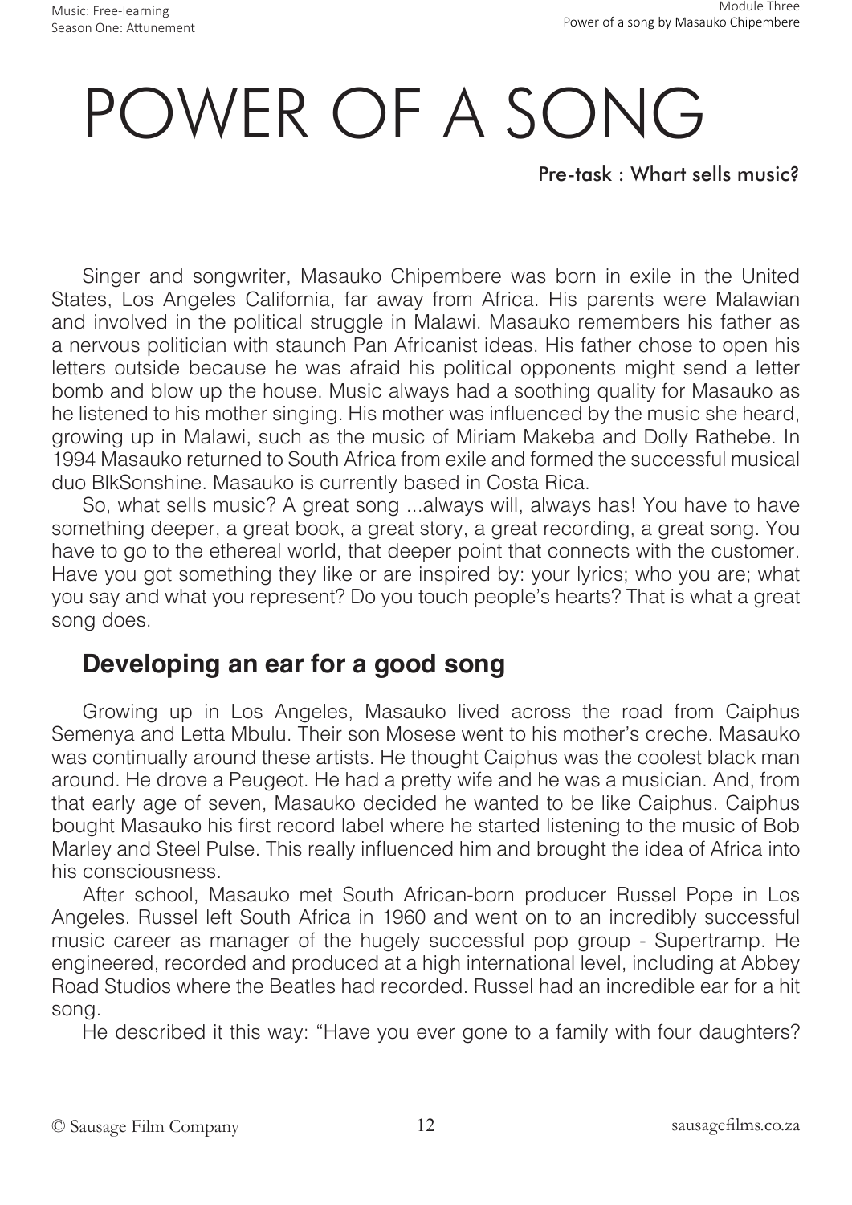# POWER OF A SONG

**Pre-task : Whart sells music?**

Singer and songwriter, Masauko Chipembere was born in exile in the United States, Los Angeles California, far away from Africa. His parents were Malawian and involved in the political struggle in Malawi. Masauko remembers his father as a nervous politician with staunch Pan Africanist ideas. His father chose to open his letters outside because he was afraid his political opponents might send a letter bomb and blow up the house. Music always had a soothing quality for Masauko as he listened to his mother singing. His mother was influenced by the music she heard, growing up in Malawi, such as the music of Miriam Makeba and Dolly Rathebe. In 1994 Masauko returned to South Africa from exile and formed the successful musical duo BlkSonshine. Masauko is currently based in Costa Rica.

So, what sells music? A great song ...always will, always has! You have to have something deeper, a great book, a great story, a great recording, a great song. You have to go to the ethereal world, that deeper point that connects with the customer. Have you got something they like or are inspired by: your lyrics; who you are; what you say and what you represent? Do you touch people's hearts? That is what a great song does.

## Developing an ear for a good song

Growing up in Los Angeles, Masauko lived across the road from Caiphus Semenya and Letta Mbulu. Their son Mosese went to his mother's creche. Masauko was continually around these artists. He thought Caiphus was the coolest black man around. He drove a Peugeot. He had a pretty wife and he was a musician. And, from that early age of seven, Masauko decided he wanted to be like Caiphus. Caiphus bought Masauko his first record label where he started listening to the music of Bob Marley and Steel Pulse. This really influenced him and brought the idea of Africa into his consciousness.

After school, Masauko met South African-born producer Russel Pope in Los Angeles. Russel left South Africa in 1960 and went on to an incredibly successful music career as manager of the hugely successful pop group - Supertramp. He engineered, recorded and produced at a high international level, including at Abbey Road Studios where the Beatles had recorded. Russel had an incredible ear for a hit song.

He described it this way: "Have you ever gone to a family with four daughters?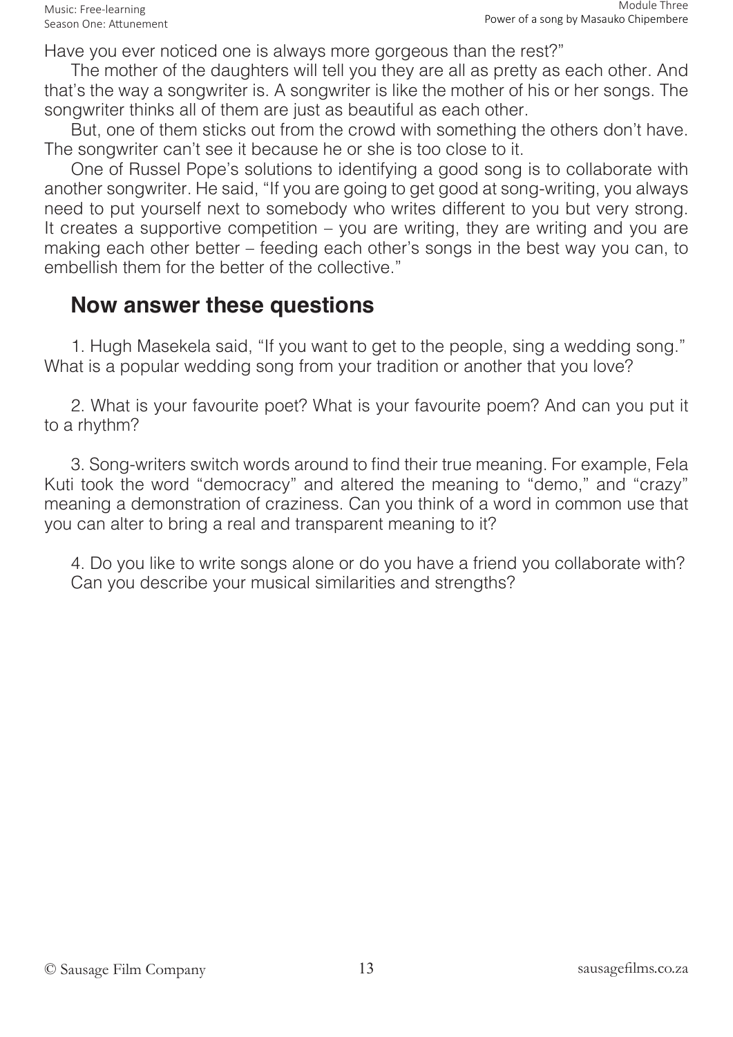Have you ever noticed one is always more gorgeous than the rest?"

The mother of the daughters will tell you they are all as pretty as each other. And that's the way a songwriter is. A songwriter is like the mother of his or her songs. The songwriter thinks all of them are just as beautiful as each other.

But, one of them sticks out from the crowd with something the others don't have. The songwriter can't see it because he or she is too close to it.

One of Russel Pope's solutions to identifying a good song is to collaborate with another songwriter. He said, "If you are going to get good at song-writing, you always need to put yourself next to somebody who writes different to you but very strong. It creates a supportive competition – you are writing, they are writing and you are making each other better – feeding each other's songs in the best way you can, to embellish them for the better of the collective."

## Now answer these questions

1. Hugh Masekela said, "If you want to get to the people, sing a wedding song." What is a popular wedding song from your tradition or another that you love?

2. What is your favourite poet? What is your favourite poem? And can you put it to a rhythm?

3. Song-writers switch words around to find their true meaning. For example, Fela Kuti took the word "democracy" and altered the meaning to "demo," and "crazy" meaning a demonstration of craziness. Can you think of a word in common use that you can alter to bring a real and transparent meaning to it?

4. Do you like to write songs alone or do you have a friend you collaborate with? Can you describe your musical similarities and strengths?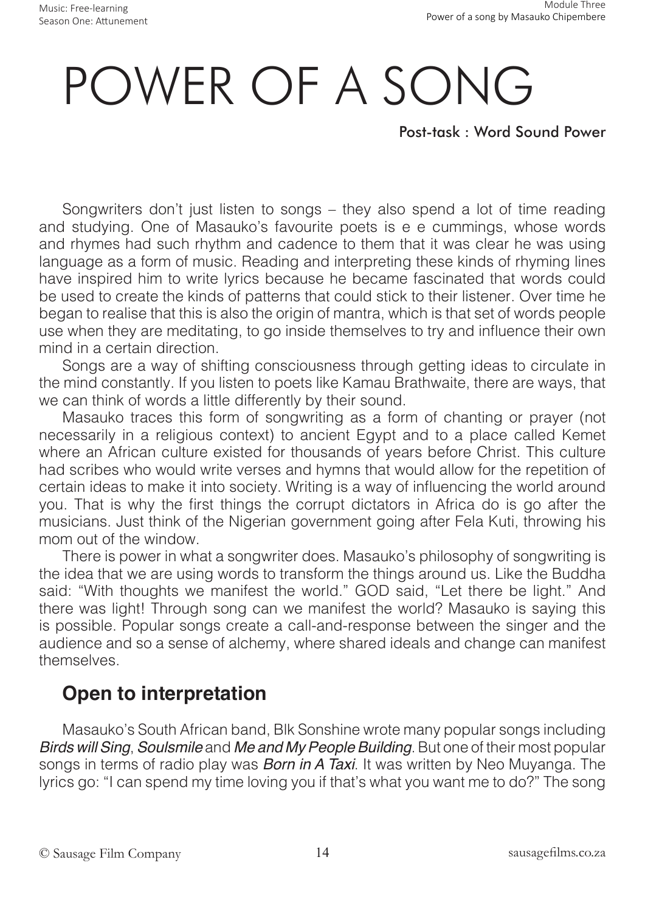# POWER OF A SONG

Post-task : Word Sound Power

Songwriters don't just listen to songs – they also spend a lot of time reading and studying. One of Masauko's favourite poets is e e cummings, whose words and rhymes had such rhythm and cadence to them that it was clear he was using language as a form of music. Reading and interpreting these kinds of rhyming lines have inspired him to write lyrics because he became fascinated that words could be used to create the kinds of patterns that could stick to their listener. Over time he began to realise that this is also the origin of mantra, which is that set of words people use when they are meditating, to go inside themselves to try and influence their own mind in a certain direction.

Songs are a way of shifting consciousness through getting ideas to circulate in the mind constantly. If you listen to poets like Kamau Brathwaite, there are ways, that we can think of words a little differently by their sound.

Masauko traces this form of songwriting as a form of chanting or prayer (not necessarily in a religious context) to ancient Egypt and to a place called Kemet where an African culture existed for thousands of years before Christ. This culture had scribes who would write verses and hymns that would allow for the repetition of certain ideas to make it into society. Writing is a way of influencing the world around you. That is why the first things the corrupt dictators in Africa do is go after the musicians. Just think of the Nigerian government going after Fela Kuti, throwing his mom out of the window.

There is power in what a songwriter does. Masauko's philosophy of songwriting is the idea that we are using words to transform the things around us. Like the Buddha said: "With thoughts we manifest the world." GOD said, "Let there be light." And there was light! Through song can we manifest the world? Masauko is saying this is possible. Popular songs create a call-and-response between the singer and the audience and so a sense of alchemy, where shared ideals and change can manifest themselves.

## Open to interpretation

Masauko's South African band, Blk Sonshine wrote many popular songs including *Birds will Sing*, *Soulsmile* and *Me and My People Building*. But one of their most popular songs in terms of radio play was *Born in A Taxi*. It was written by Neo Muyanga. The lyrics go: "I can spend my time loving you if that's what you want me to do?" The song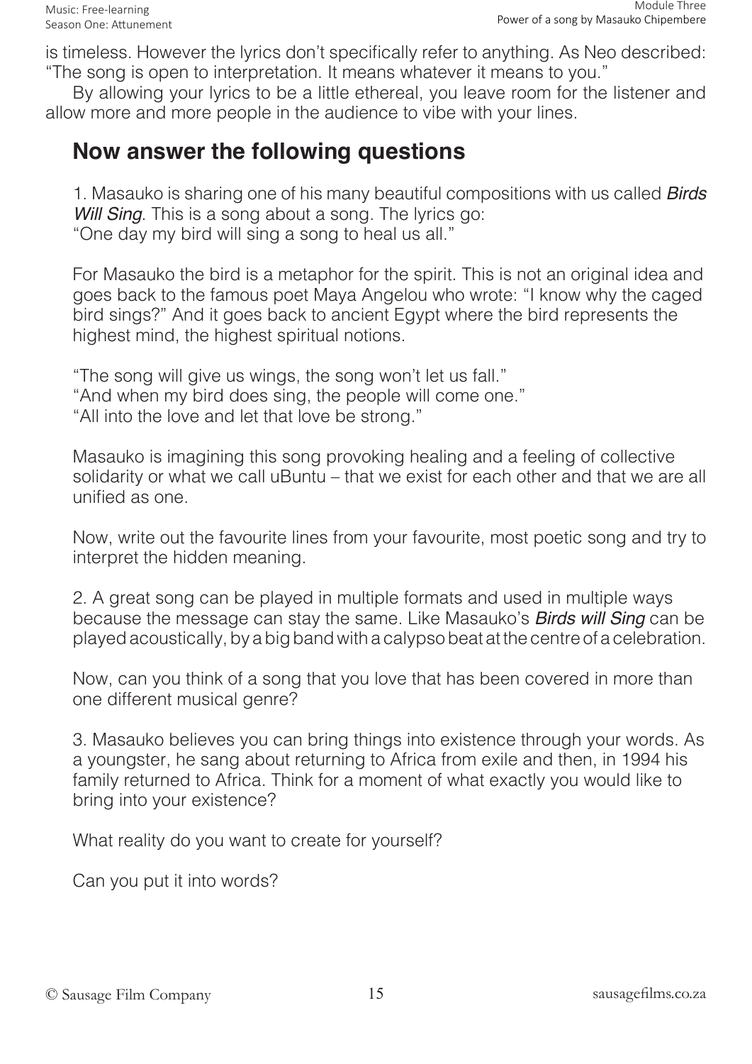is timeless. However the lyrics don't specifically refer to anything. As Neo described: "The song is open to interpretation. It means whatever it means to you."

By allowing your lyrics to be a little ethereal, you leave room for the listener and allow more and more people in the audience to vibe with your lines.

## Now answer the following questions

1. Masauko is sharing one of his many beautiful compositions with us called *Birds Will Sing*. This is a song about a song. The lyrics go:
"One day my bird will sing a song to heal us all."

For Masauko the bird is a metaphor for the spirit. This is not an original idea and goes back to the famous poet Maya Angelou who wrote: "I know why the caged bird sings?" And it goes back to ancient Egypt where the bird represents the highest mind, the highest spiritual notions.

"The song will give us wings, the song won't let us fall."
"And when my bird does sing, the people will come one."
"All into the love and let that love be strong."

Masauko is imagining this song provoking healing and a feeling of collective solidarity or what we call uBuntu – that we exist for each other and that we are all unified as one.

Now, write out the favourite lines from your favourite, most poetic song and try to interpret the hidden meaning.

2. A great song can be played in multiple formats and used in multiple ways because the message can stay the same. Like Masauko's *Birds will Sing* can be played acoustically, by a big band with a calypso beat at the centre of a celebration.

Now, can you think of a song that you love that has been covered in more than one different musical genre?

3. Masauko believes you can bring things into existence through your words. As a youngster, he sang about returning to Africa from exile and then, in 1994 his family returned to Africa. Think for a moment of what exactly you would like to bring into your existence?

What reality do you want to create for yourself?

Can you put it into words?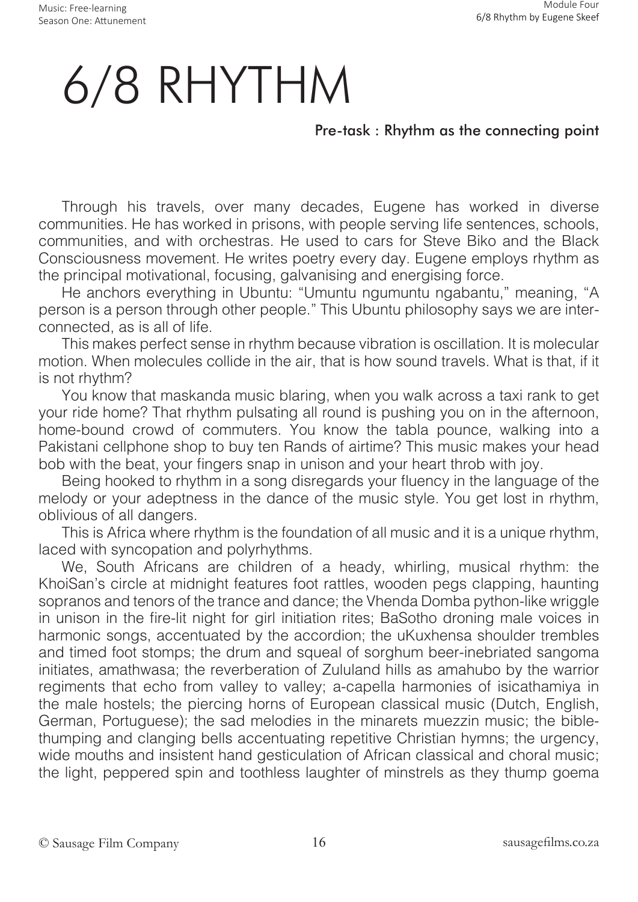# 6/8 RHYTHM

### Pre-task : Rhythm as the connecting point

Through his travels, over many decades, Eugene has worked in diverse communities. He has worked in prisons, with people serving life sentences, schools, communities, and with orchestras. He used to cars for Steve Biko and the Black Consciousness movement. He writes poetry every day. Eugene employs rhythm as the principal motivational, focusing, galvanising and energising force.

He anchors everything in Ubuntu: "Umuntu ngumuntu ngabantu," meaning, "A person is a person through other people." This Ubuntu philosophy says we are inter-connected, as is all of life.

This makes perfect sense in rhythm because vibration is oscillation. It is molecular motion. When molecules collide in the air, that is how sound travels. What is that, if it is not rhythm?

You know that maskanda music blaring, when you walk across a taxi rank to get your ride home? That rhythm pulsating all round is pushing you on in the afternoon, home-bound crowd of commuters. You know the tabla pounce, walking into a Pakistani cellphone shop to buy ten Rands of airtime? This music makes your head bob with the beat, your fingers snap in unison and your heart throb with joy.

Being hooked to rhythm in a song disregards your fluency in the language of the melody or your adeptness in the dance of the music style. You get lost in rhythm, oblivious of all dangers.

This is Africa where rhythm is the foundation of all music and it is a unique rhythm, laced with syncopation and polyrhythms.

We, South Africans are children of a heady, whirling, musical rhythm: the KhoiSan's circle at midnight features foot rattles, wooden pegs clapping, haunting sopranos and tenors of the trance and dance; the Vhenda Domba python-like wriggle in unison in the fire-lit night for girl initiation rites; BaSotho droning male voices in harmonic songs, accentuated by the accordion; the uKuxhensa shoulder trembles and timed foot stomps; the drum and squeal of sorghum beer-inebriated sangoma initiates, amathwasa; the reverberation of Zululand hills as amahubo by the warrior regiments that echo from valley to valley; a-capella harmonies of isicathamiya in the male hostels; the piercing horns of European classical music (Dutch, English, German, Portuguese); the sad melodies in the minarets muezzin music; the bible-thumping and clanging bells accentuating repetitive Christian hymns; the urgency, wide mouths and insistent hand gesticulation of African classical and choral music; the light, peppered spin and toothless laughter of minstrels as they thump goema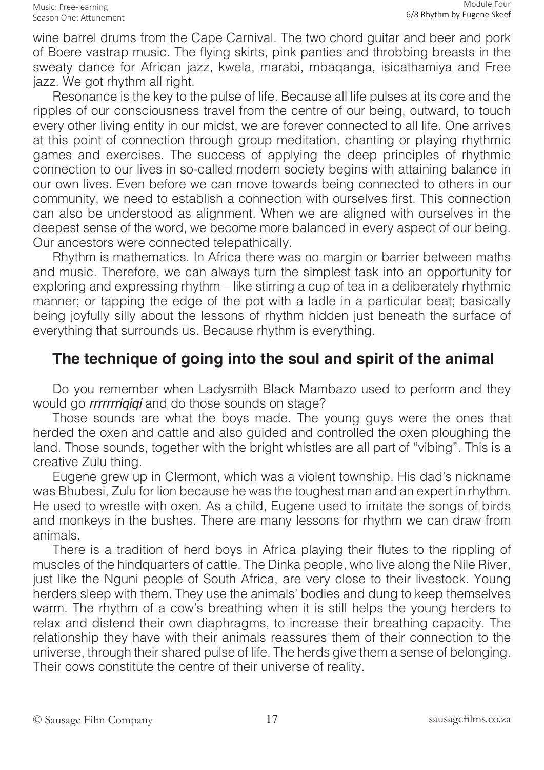wine barrel drums from the Cape Carnival. The two chord guitar and beer and pork of Boere vastrap music. The flying skirts, pink panties and throbbing breasts in the sweaty dance for African jazz, kwela, marabi, mbaqanga, isicathamiya and Free jazz. We got rhythm all right.

Resonance is the key to the pulse of life. Because all life pulses at its core and the ripples of our consciousness travel from the centre of our being, outward, to touch every other living entity in our midst, we are forever connected to all life. One arrives at this point of connection through group meditation, chanting or playing rhythmic games and exercises. The success of applying the deep principles of rhythmic connection to our lives in so-called modern society begins with attaining balance in our own lives. Even before we can move towards being connected to others in our community, we need to establish a connection with ourselves first. This connection can also be understood as alignment. When we are aligned with ourselves in the deepest sense of the word, we become more balanced in every aspect of our being. Our ancestors were connected telepathically.

Rhythm is mathematics. In Africa there was no margin or barrier between maths and music. Therefore, we can always turn the simplest task into an opportunity for exploring and expressing rhythm – like stirring a cup of tea in a deliberately rhythmic manner; or tapping the edge of the pot with a ladle in a particular beat; basically being joyfully silly about the lessons of rhythm hidden just beneath the surface of everything that surrounds us. Because rhythm is everything.

## The technique of going into the soul and spirit of the animal

Do you remember when Ladysmith Black Mambazo used to perform and they would go ***rrrrrrriqiqi*** and do those sounds on stage?

Those sounds are what the boys made. The young guys were the ones that herded the oxen and cattle and also guided and controlled the oxen ploughing the land. Those sounds, together with the bright whistles are all part of "vibing". This is a creative Zulu thing.

Eugene grew up in Clermont, which was a violent township. His dad's nickname was Bhubesi, Zulu for lion because he was the toughest man and an expert in rhythm. He used to wrestle with oxen. As a child, Eugene used to imitate the songs of birds and monkeys in the bushes. There are many lessons for rhythm we can draw from animals.

There is a tradition of herd boys in Africa playing their flutes to the rippling of muscles of the hindquarters of cattle. The Dinka people, who live along the Nile River, just like the Nguni people of South Africa, are very close to their livestock. Young herders sleep with them. They use the animals' bodies and dung to keep themselves warm. The rhythm of a cow's breathing when it is still helps the young herders to relax and distend their own diaphragms, to increase their breathing capacity. The relationship they have with their animals reassures them of their connection to the universe, through their shared pulse of life. The herds give them a sense of belonging. Their cows constitute the centre of their universe of reality.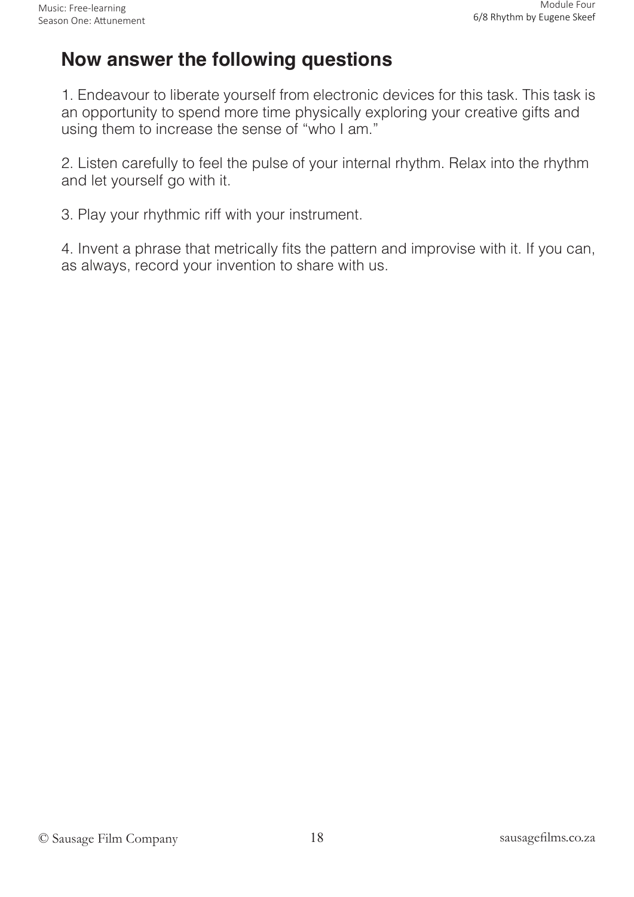## Now answer the following questions

1. Endeavour to liberate yourself from electronic devices for this task. This task is an opportunity to spend more time physically exploring your creative gifts and using them to increase the sense of "who I am."

2. Listen carefully to feel the pulse of your internal rhythm. Relax into the rhythm and let yourself go with it.

3. Play your rhythmic riff with your instrument.

4. Invent a phrase that metrically fits the pattern and improvise with it. If you can, as always, record your invention to share with us.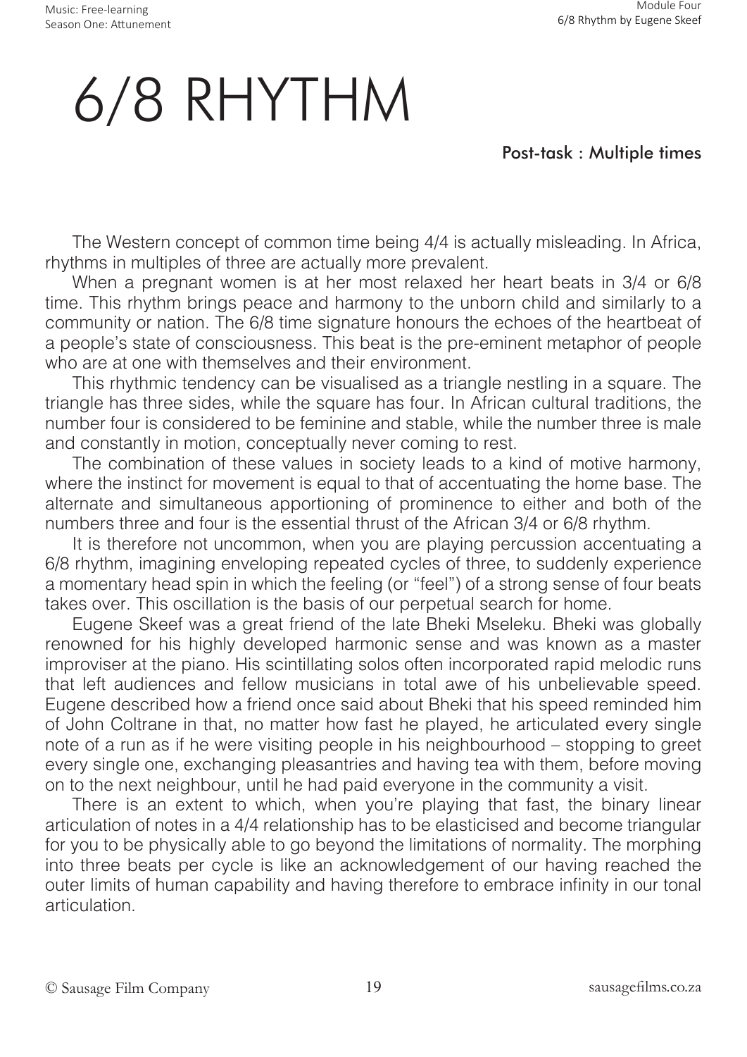# 6/8 RHYTHM

**Post-task : Multiple times**

The Western concept of common time being 4/4 is actually misleading. In Africa, rhythms in multiples of three are actually more prevalent.

When a pregnant women is at her most relaxed her heart beats in 3/4 or 6/8 time. This rhythm brings peace and harmony to the unborn child and similarly to a community or nation. The 6/8 time signature honours the echoes of the heartbeat of a people's state of consciousness. This beat is the pre-eminent metaphor of people who are at one with themselves and their environment.

This rhythmic tendency can be visualised as a triangle nestling in a square. The triangle has three sides, while the square has four. In African cultural traditions, the number four is considered to be feminine and stable, while the number three is male and constantly in motion, conceptually never coming to rest.

The combination of these values in society leads to a kind of motive harmony, where the instinct for movement is equal to that of accentuating the home base. The alternate and simultaneous apportioning of prominence to either and both of the numbers three and four is the essential thrust of the African 3/4 or 6/8 rhythm.

It is therefore not uncommon, when you are playing percussion accentuating a 6/8 rhythm, imagining enveloping repeated cycles of three, to suddenly experience a momentary head spin in which the feeling (or "feel") of a strong sense of four beats takes over. This oscillation is the basis of our perpetual search for home.

Eugene Skeef was a great friend of the late Bheki Mseleku. Bheki was globally renowned for his highly developed harmonic sense and was known as a master improviser at the piano. His scintillating solos often incorporated rapid melodic runs that left audiences and fellow musicians in total awe of his unbelievable speed. Eugene described how a friend once said about Bheki that his speed reminded him of John Coltrane in that, no matter how fast he played, he articulated every single note of a run as if he were visiting people in his neighbourhood – stopping to greet every single one, exchanging pleasantries and having tea with them, before moving on to the next neighbour, until he had paid everyone in the community a visit.

There is an extent to which, when you're playing that fast, the binary linear articulation of notes in a 4/4 relationship has to be elasticised and become triangular for you to be physically able to go beyond the limitations of normality. The morphing into three beats per cycle is like an acknowledgement of our having reached the outer limits of human capability and having therefore to embrace infinity in our tonal articulation.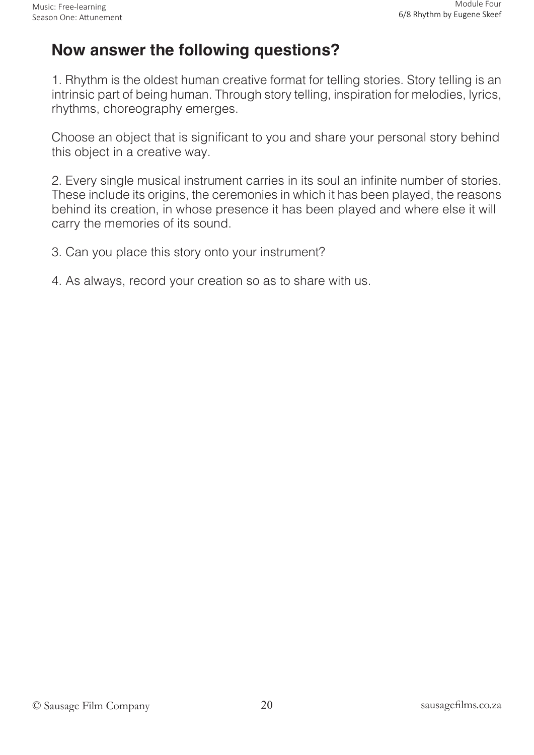## Now answer the following questions?

1. Rhythm is the oldest human creative format for telling stories. Story telling is an intrinsic part of being human. Through story telling, inspiration for melodies, lyrics, rhythms, choreography emerges.

Choose an object that is significant to you and share your personal story behind this object in a creative way.

2. Every single musical instrument carries in its soul an infinite number of stories. These include its origins, the ceremonies in which it has been played, the reasons behind its creation, in whose presence it has been played and where else it will carry the memories of its sound.

3. Can you place this story onto your instrument?

4. As always, record your creation so as to share with us.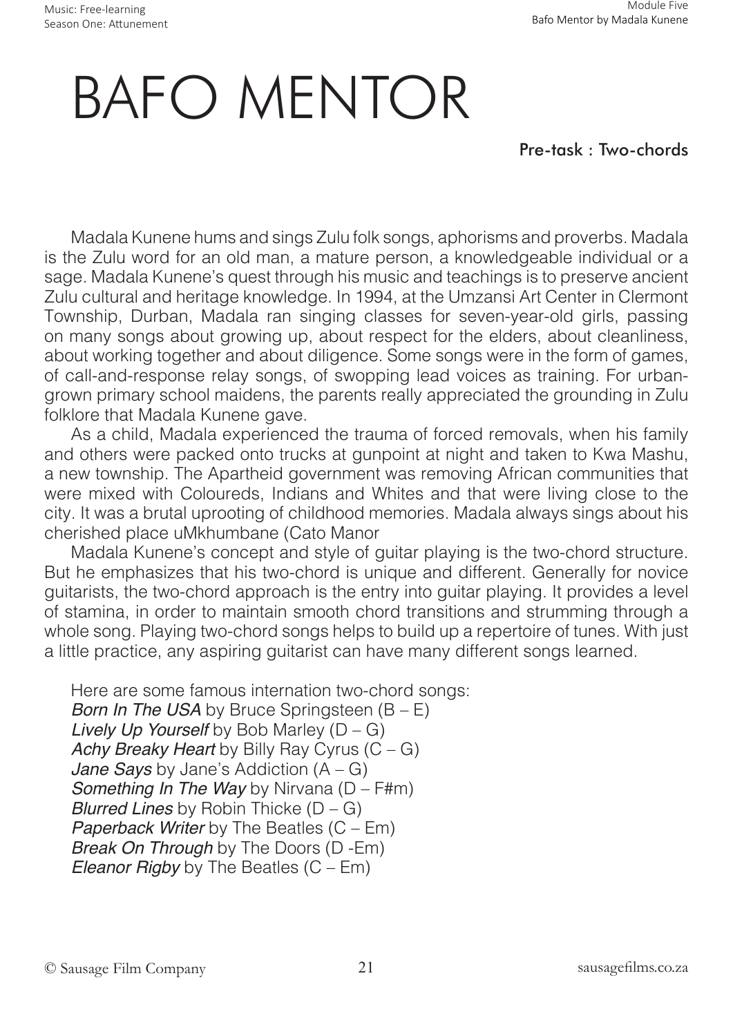# BAFO MENTOR

**Pre-task : Two-chords**

Madala Kunene hums and sings Zulu folk songs, aphorisms and proverbs. Madala is the Zulu word for an old man, a mature person, a knowledgeable individual or a sage. Madala Kunene's quest through his music and teachings is to preserve ancient Zulu cultural and heritage knowledge. In 1994, at the Umzansi Art Center in Clermont Township, Durban, Madala ran singing classes for seven-year-old girls, passing on many songs about growing up, about respect for the elders, about cleanliness, about working together and about diligence. Some songs were in the form of games, of call-and-response relay songs, of swopping lead voices as training. For urban-grown primary school maidens, the parents really appreciated the grounding in Zulu folklore that Madala Kunene gave.

As a child, Madala experienced the trauma of forced removals, when his family and others were packed onto trucks at gunpoint at night and taken to Kwa Mashu, a new township. The Apartheid government was removing African communities that were mixed with Coloureds, Indians and Whites and that were living close to the city. It was a brutal uprooting of childhood memories. Madala always sings about his cherished place uMkhumbane (Cato Manor

Madala Kunene's concept and style of guitar playing is the two-chord structure. But he emphasizes that his two-chord is unique and different. Generally for novice guitarists, the two-chord approach is the entry into guitar playing. It provides a level of stamina, in order to maintain smooth chord transitions and strumming through a whole song. Playing two-chord songs helps to build up a repertoire of tunes. With just a little practice, any aspiring guitarist can have many different songs learned.

Here are some famous internation two-chord songs:
*Born In The USA* by Bruce Springsteen (B – E)
*Lively Up Yourself* by Bob Marley (D – G)
*Achy Breaky Heart* by Billy Ray Cyrus (C – G)
*Jane Says* by Jane's Addiction (A – G)
*Something In The Way* by Nirvana (D – F#m)
*Blurred Lines* by Robin Thicke (D – G)
*Paperback Writer* by The Beatles (C – Em)
*Break On Through* by The Doors (D -Em)
*Eleanor Rigby* by The Beatles (C – Em)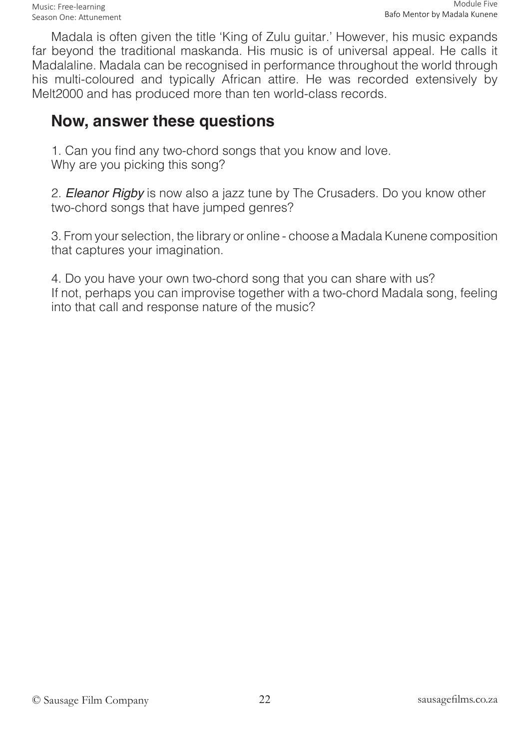Madala is often given the title ‘King of Zulu guitar.’ However, his music expands far beyond the traditional maskanda. His music is of universal appeal. He calls it Madalaline. Madala can be recognised in performance throughout the world through his multi-coloured and typically African attire. He was recorded extensively by Melt2000 and has produced more than ten world-class records.

## Now, answer these questions

1. Can you find any two-chord songs that you know and love.
Why are you picking this song?

2. *Eleanor Rigby* is now also a jazz tune by The Crusaders. Do you know other two-chord songs that have jumped genres?

3. From your selection, the library or online - choose a Madala Kunene composition that captures your imagination.

4. Do you have your own two-chord song that you can share with us?
If not, perhaps you can improvise together with a two-chord Madala song, feeling into that call and response nature of the music?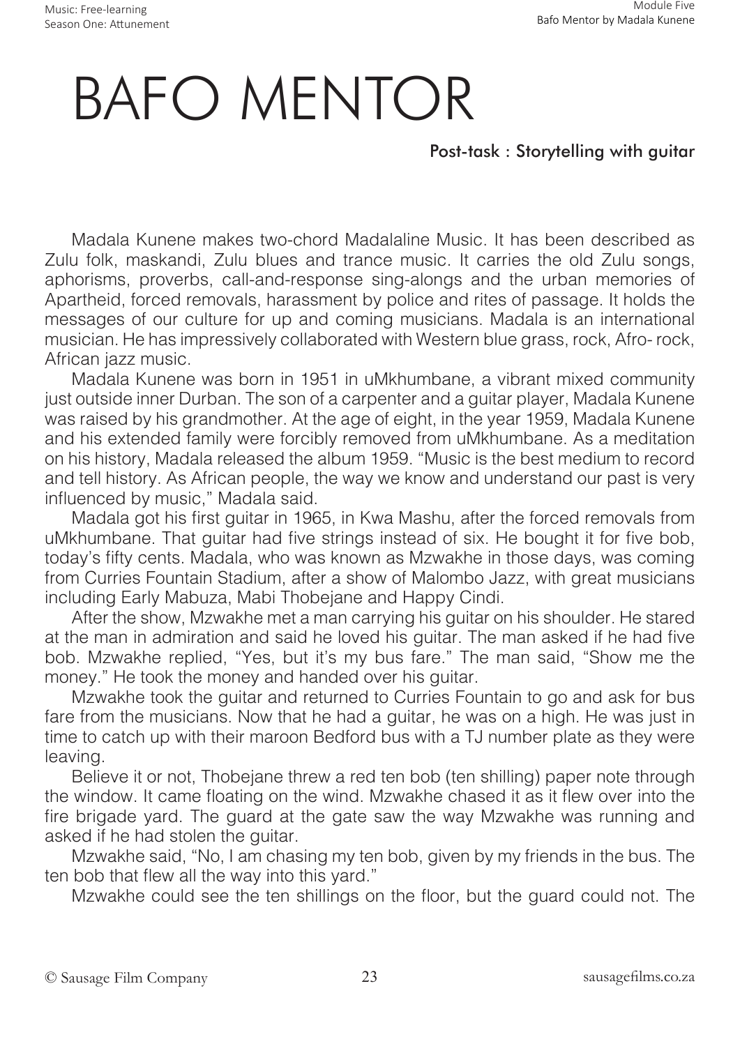# BAFO MENTOR

**Post-task : Storytelling with guitar**

Madala Kunene makes two-chord Madalaline Music. It has been described as Zulu folk, maskandi, Zulu blues and trance music. It carries the old Zulu songs, aphorisms, proverbs, call-and-response sing-alongs and the urban memories of Apartheid, forced removals, harassment by police and rites of passage. It holds the messages of our culture for up and coming musicians. Madala is an international musician. He has impressively collaborated with Western blue grass, rock, Afro- rock, African jazz music.

Madala Kunene was born in 1951 in uMkhumbane, a vibrant mixed community just outside inner Durban. The son of a carpenter and a guitar player, Madala Kunene was raised by his grandmother. At the age of eight, in the year 1959, Madala Kunene and his extended family were forcibly removed from uMkhumbane. As a meditation on his history, Madala released the album 1959. "Music is the best medium to record and tell history. As African people, the way we know and understand our past is very influenced by music," Madala said.

Madala got his first guitar in 1965, in Kwa Mashu, after the forced removals from uMkhumbane. That guitar had five strings instead of six. He bought it for five bob, today's fifty cents. Madala, who was known as Mzwakhe in those days, was coming from Curries Fountain Stadium, after a show of Malombo Jazz, with great musicians including Early Mabuza, Mabi Thobejane and Happy Cindi.

After the show, Mzwakhe met a man carrying his guitar on his shoulder. He stared at the man in admiration and said he loved his guitar. The man asked if he had five bob. Mzwakhe replied, "Yes, but it's my bus fare." The man said, "Show me the money." He took the money and handed over his guitar.

Mzwakhe took the guitar and returned to Curries Fountain to go and ask for bus fare from the musicians. Now that he had a guitar, he was on a high. He was just in time to catch up with their maroon Bedford bus with a TJ number plate as they were leaving.

Believe it or not, Thobejane threw a red ten bob (ten shilling) paper note through the window. It came floating on the wind. Mzwakhe chased it as it flew over into the fire brigade yard. The guard at the gate saw the way Mzwakhe was running and asked if he had stolen the guitar.

Mzwakhe said, "No, I am chasing my ten bob, given by my friends in the bus. The ten bob that flew all the way into this yard."

Mzwakhe could see the ten shillings on the floor, but the guard could not. The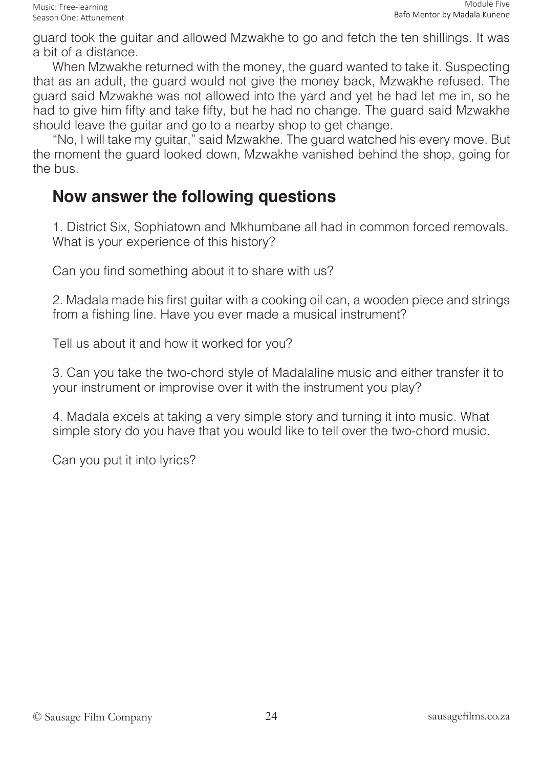guard took the guitar and allowed Mzwakhe to go and fetch the ten shillings. It was a bit of a distance.

When Mzwakhe returned with the money, the guard wanted to take it. Suspecting that as an adult, the guard would not give the money back, Mzwakhe refused. The guard said Mzwakhe was not allowed into the yard and yet he had let me in, so he had to give him fifty and take fifty, but he had no change. The guard said Mzwakhe should leave the guitar and go to a nearby shop to get change.

"No, I will take my guitar," said Mzwakhe. The guard watched his every move. But the moment the guard looked down, Mzwakhe vanished behind the shop, going for the bus.

## Now answer the following questions

1. District Six, Sophiatown and Mkhumbane all had in common forced removals. What is your experience of this history?

Can you find something about it to share with us?

2. Madala made his first guitar with a cooking oil can, a wooden piece and strings from a fishing line. Have you ever made a musical instrument?

Tell us about it and how it worked for you?

3. Can you take the two-chord style of Madalaline music and either transfer it to your instrument or improvise over it with the instrument you play?

4. Madala excels at taking a very simple story and turning it into music. What simple story do you have that you would like to tell over the two-chord music.

Can you put it into lyrics?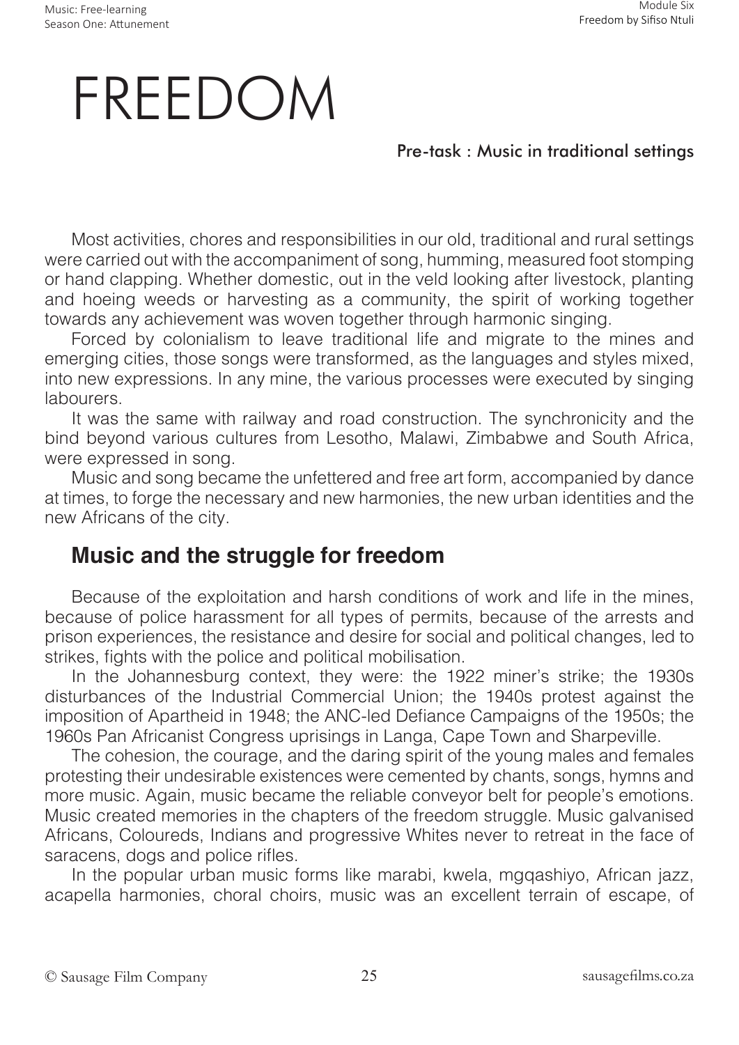# FREEDOM

## Pre-task : Music in traditional settings

Most activities, chores and responsibilities in our old, traditional and rural settings were carried out with the accompaniment of song, humming, measured foot stomping or hand clapping. Whether domestic, out in the veld looking after livestock, planting and hoeing weeds or harvesting as a community, the spirit of working together towards any achievement was woven together through harmonic singing.

Forced by colonialism to leave traditional life and migrate to the mines and emerging cities, those songs were transformed, as the languages and styles mixed, into new expressions. In any mine, the various processes were executed by singing labourers.

It was the same with railway and road construction. The synchronicity and the bind beyond various cultures from Lesotho, Malawi, Zimbabwe and South Africa, were expressed in song.

Music and song became the unfettered and free art form, accompanied by dance at times, to forge the necessary and new harmonies, the new urban identities and the new Africans of the city.

## Music and the struggle for freedom

Because of the exploitation and harsh conditions of work and life in the mines, because of police harassment for all types of permits, because of the arrests and prison experiences, the resistance and desire for social and political changes, led to strikes, fights with the police and political mobilisation.

In the Johannesburg context, they were: the 1922 miner's strike; the 1930s disturbances of the Industrial Commercial Union; the 1940s protest against the imposition of Apartheid in 1948; the ANC-led Defiance Campaigns of the 1950s; the 1960s Pan Africanist Congress uprisings in Langa, Cape Town and Sharpeville.

The cohesion, the courage, and the daring spirit of the young males and females protesting their undesirable existences were cemented by chants, songs, hymns and more music. Again, music became the reliable conveyor belt for people's emotions. Music created memories in the chapters of the freedom struggle. Music galvanised Africans, Coloureds, Indians and progressive Whites never to retreat in the face of saracens, dogs and police rifles.

In the popular urban music forms like marabi, kwela, mgqashiyo, African jazz, acapella harmonies, choral choirs, music was an excellent terrain of escape, of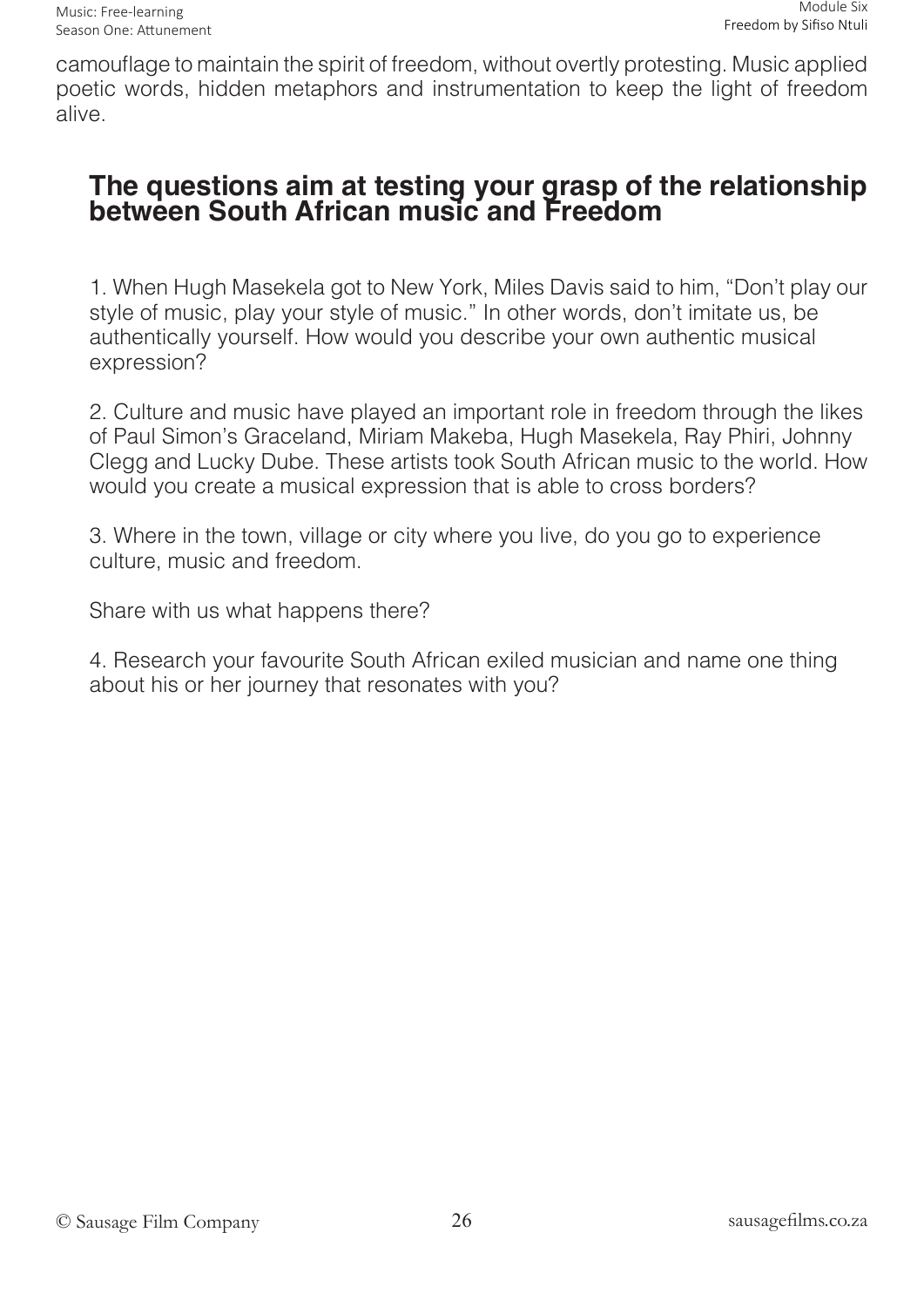camouflage to maintain the spirit of freedom, without overtly protesting. Music applied poetic words, hidden metaphors and instrumentation to keep the light of freedom alive.

## The questions aim at testing your grasp of the relationship between South African music and Freedom

1. When Hugh Masekela got to New York, Miles Davis said to him, “Don’t play our style of music, play your style of music.” In other words, don’t imitate us, be authentically yourself. How would you describe your own authentic musical expression?

2. Culture and music have played an important role in freedom through the likes of Paul Simon’s Graceland, Miriam Makeba, Hugh Masekela, Ray Phiri, Johnny Clegg and Lucky Dube. These artists took South African music to the world. How would you create a musical expression that is able to cross borders?

3. Where in the town, village or city where you live, do you go to experience culture, music and freedom.

   Share with us what happens there?

4. Research your favourite South African exiled musician and name one thing about his or her journey that resonates with you?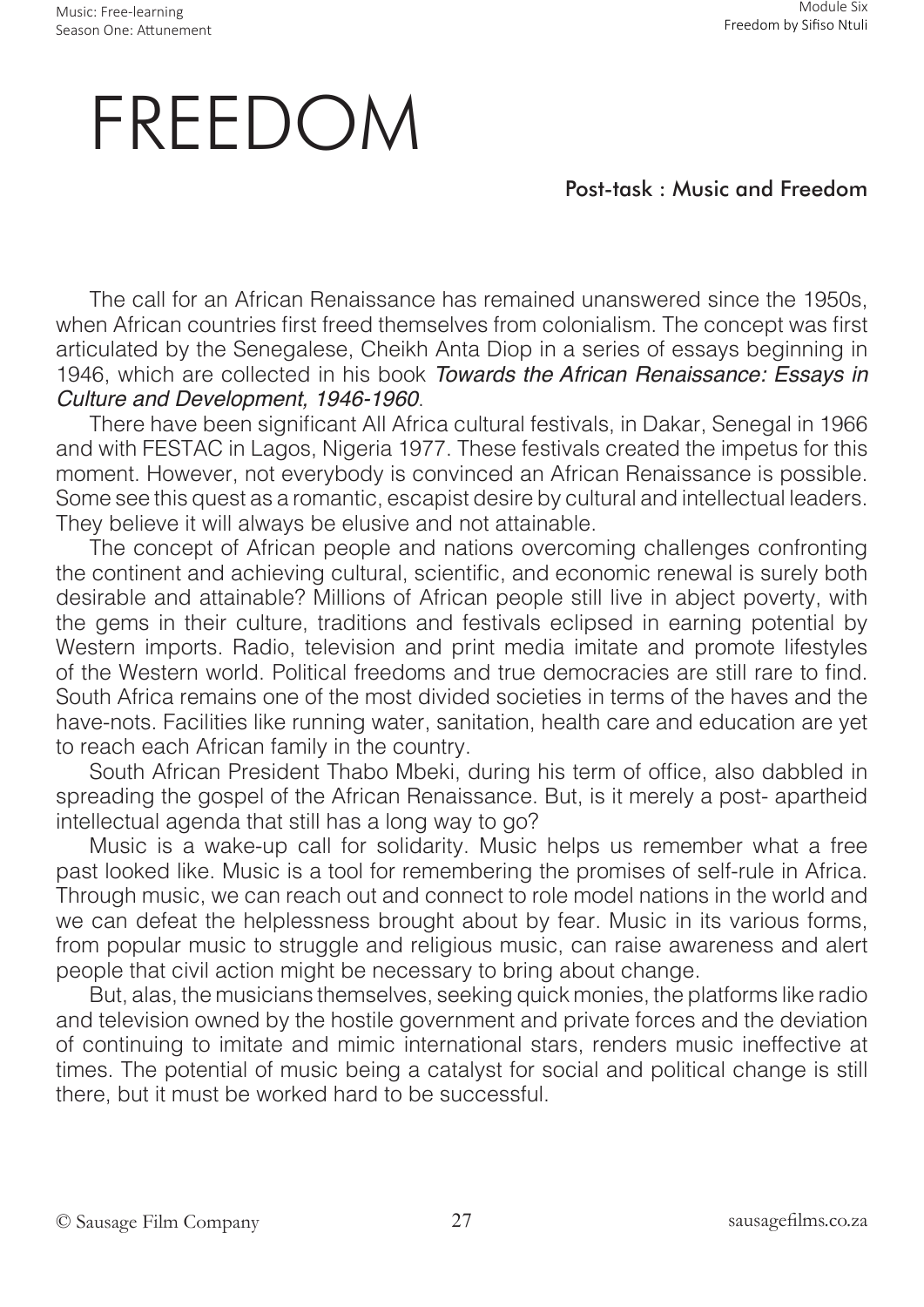# FREEDOM

## Post-task : Music and Freedom

The call for an African Renaissance has remained unanswered since the 1950s, when African countries first freed themselves from colonialism. The concept was first articulated by the Senegalese, Cheikh Anta Diop in a series of essays beginning in 1946, which are collected in his book *Towards the African Renaissance: Essays in Culture and Development, 1946-1960*.

There have been significant All Africa cultural festivals, in Dakar, Senegal in 1966 and with FESTAC in Lagos, Nigeria 1977. These festivals created the impetus for this moment. However, not everybody is convinced an African Renaissance is possible. Some see this quest as a romantic, escapist desire by cultural and intellectual leaders. They believe it will always be elusive and not attainable.

The concept of African people and nations overcoming challenges confronting the continent and achieving cultural, scientific, and economic renewal is surely both desirable and attainable? Millions of African people still live in abject poverty, with the gems in their culture, traditions and festivals eclipsed in earning potential by Western imports. Radio, television and print media imitate and promote lifestyles of the Western world. Political freedoms and true democracies are still rare to find. South Africa remains one of the most divided societies in terms of the haves and the have-nots. Facilities like running water, sanitation, health care and education are yet to reach each African family in the country.

South African President Thabo Mbeki, during his term of office, also dabbled in spreading the gospel of the African Renaissance. But, is it merely a post- apartheid intellectual agenda that still has a long way to go?

Music is a wake-up call for solidarity. Music helps us remember what a free past looked like. Music is a tool for remembering the promises of self-rule in Africa. Through music, we can reach out and connect to role model nations in the world and we can defeat the helplessness brought about by fear. Music in its various forms, from popular music to struggle and religious music, can raise awareness and alert people that civil action might be necessary to bring about change.

But, alas, the musicians themselves, seeking quick monies, the platforms like radio and television owned by the hostile government and private forces and the deviation of continuing to imitate and mimic international stars, renders music ineffective at times. The potential of music being a catalyst for social and political change is still there, but it must be worked hard to be successful.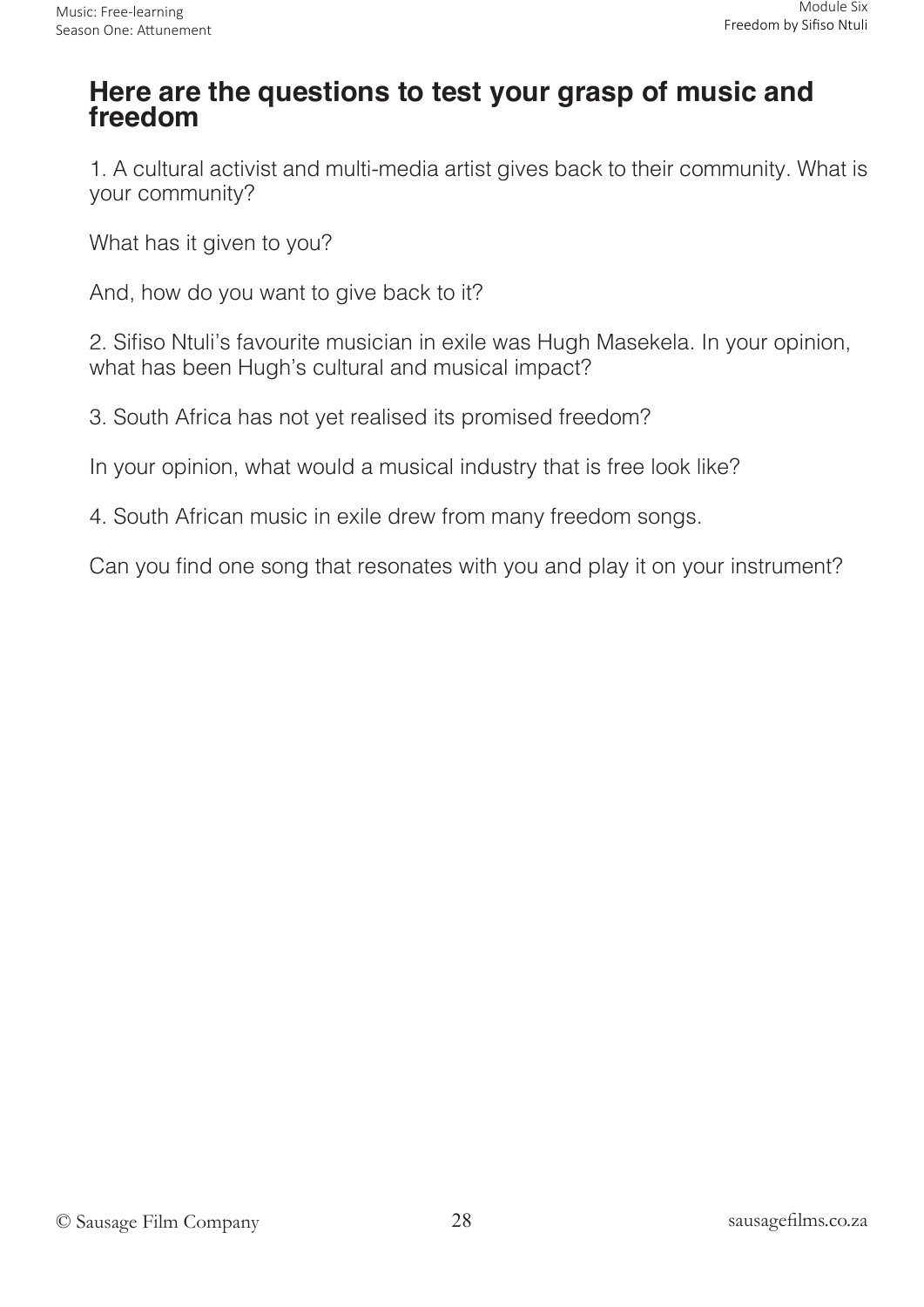## Here are the questions to test your grasp of music and freedom

1. A cultural activist and multi-media artist gives back to their community. What is your community?

What has it given to you?

And, how do you want to give back to it?

2. Sifiso Ntuli's favourite musician in exile was Hugh Masekela. In your opinion, what has been Hugh's cultural and musical impact?

3. South Africa has not yet realised its promised freedom?

In your opinion, what would a musical industry that is free look like?

4. South African music in exile drew from many freedom songs.

Can you find one song that resonates with you and play it on your instrument?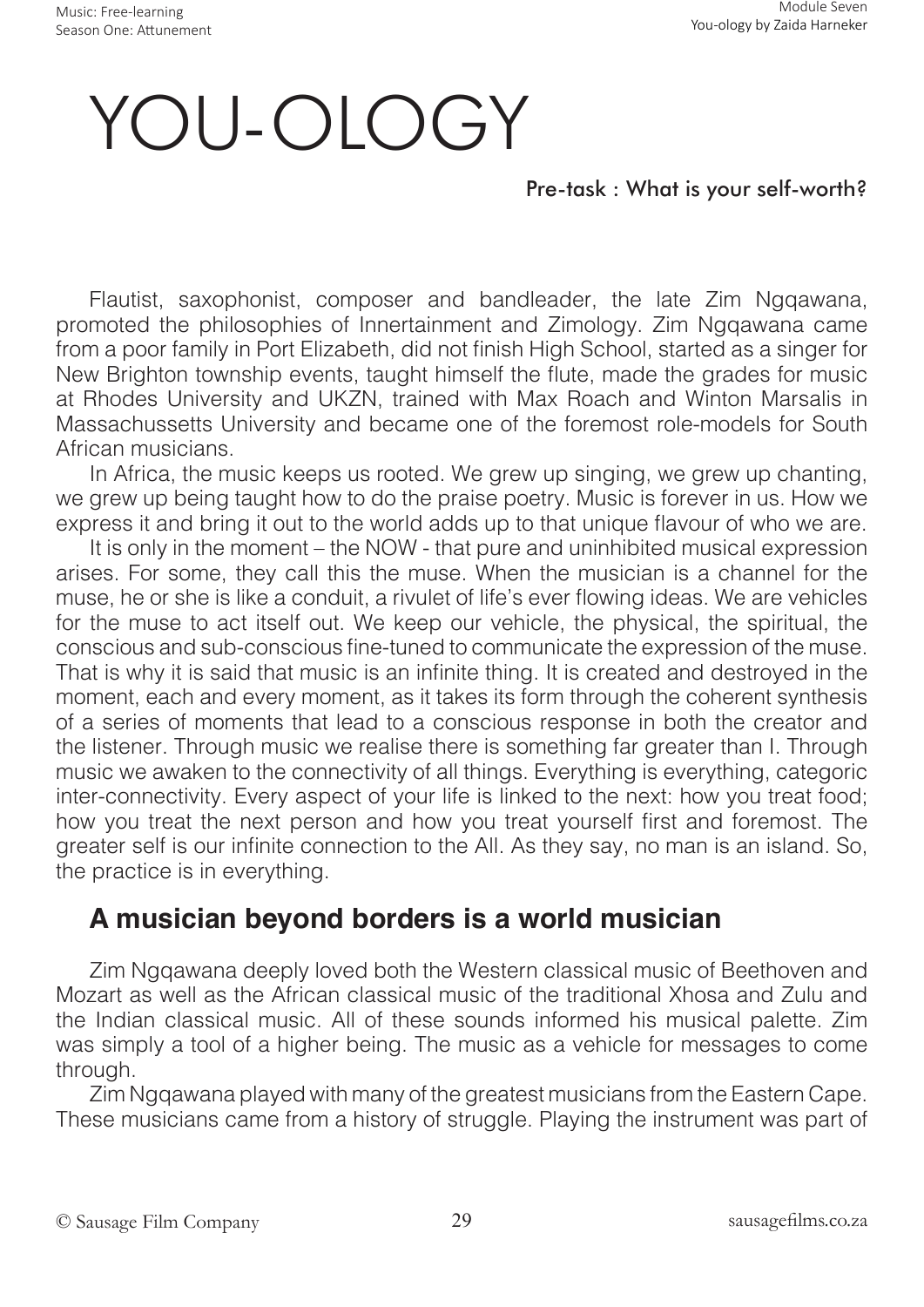# YOU-OLOGY

Pre-task : What is your self-worth?

Flautist, saxophonist, composer and bandleader, the late Zim Ngqawana, promoted the philosophies of Innertainment and Zimology. Zim Ngqawana came from a poor family in Port Elizabeth, did not finish High School, started as a singer for New Brighton township events, taught himself the flute, made the grades for music at Rhodes University and UKZN, trained with Max Roach and Winton Marsalis in Massachussetts University and became one of the foremost role-models for South African musicians.

In Africa, the music keeps us rooted. We grew up singing, we grew up chanting, we grew up being taught how to do the praise poetry. Music is forever in us. How we express it and bring it out to the world adds up to that unique flavour of who we are.

It is only in the moment – the NOW - that pure and uninhibited musical expression arises. For some, they call this the muse. When the musician is a channel for the muse, he or she is like a conduit, a rivulet of life's ever flowing ideas. We are vehicles for the muse to act itself out. We keep our vehicle, the physical, the spiritual, the conscious and sub-conscious fine-tuned to communicate the expression of the muse. That is why it is said that music is an infinite thing. It is created and destroyed in the moment, each and every moment, as it takes its form through the coherent synthesis of a series of moments that lead to a conscious response in both the creator and the listener. Through music we realise there is something far greater than I. Through music we awaken to the connectivity of all things. Everything is everything, categoric inter-connectivity. Every aspect of your life is linked to the next: how you treat food; how you treat the next person and how you treat yourself first and foremost. The greater self is our infinite connection to the All. As they say, no man is an island. So, the practice is in everything.

## A musician beyond borders is a world musician

Zim Ngqawana deeply loved both the Western classical music of Beethoven and Mozart as well as the African classical music of the traditional Xhosa and Zulu and the Indian classical music. All of these sounds informed his musical palette. Zim was simply a tool of a higher being. The music as a vehicle for messages to come through.

Zim Ngqawana played with many of the greatest musicians from the Eastern Cape. These musicians came from a history of struggle. Playing the instrument was part of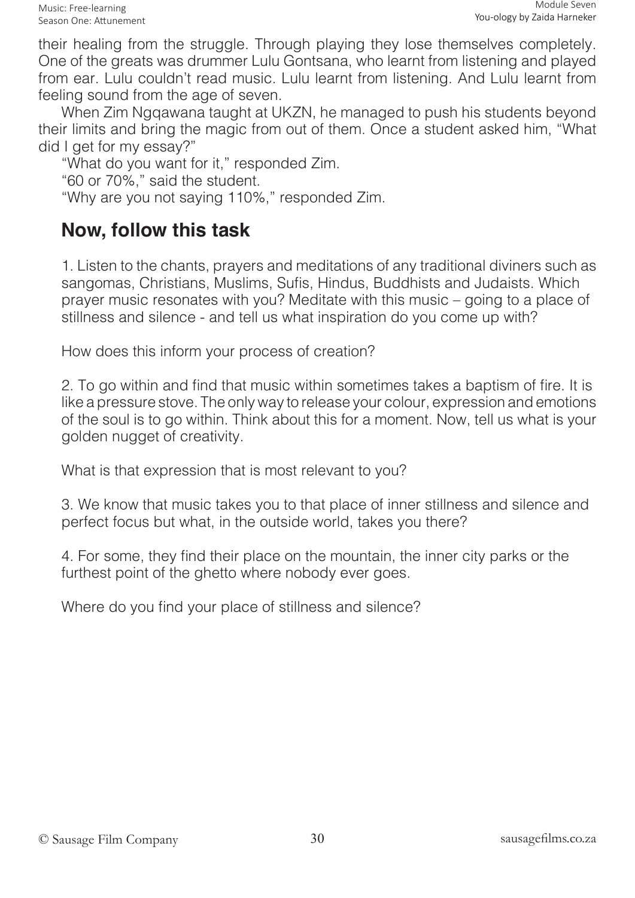their healing from the struggle. Through playing they lose themselves completely. One of the greats was drummer Lulu Gontsana, who learnt from listening and played from ear. Lulu couldn't read music. Lulu learnt from listening. And Lulu learnt from feeling sound from the age of seven.

When Zim Ngqawana taught at UKZN, he managed to push his students beyond their limits and bring the magic from out of them. Once a student asked him, "What did I get for my essay?"

"What do you want for it," responded Zim.

"60 or 70%," said the student.

"Why are you not saying 110%," responded Zim.

## Now, follow this task

1. Listen to the chants, prayers and meditations of any traditional diviners such as sangomas, Christians, Muslims, Sufis, Hindus, Buddhists and Judaists. Which prayer music resonates with you? Meditate with this music – going to a place of stillness and silence - and tell us what inspiration do you come up with?

How does this inform your process of creation?

2. To go within and find that music within sometimes takes a baptism of fire. It is like a pressure stove. The only way to release your colour, expression and emotions of the soul is to go within. Think about this for a moment. Now, tell us what is your golden nugget of creativity.

What is that expression that is most relevant to you?

3. We know that music takes you to that place of inner stillness and silence and perfect focus but what, in the outside world, takes you there?

4. For some, they find their place on the mountain, the inner city parks or the furthest point of the ghetto where nobody ever goes.

Where do you find your place of stillness and silence?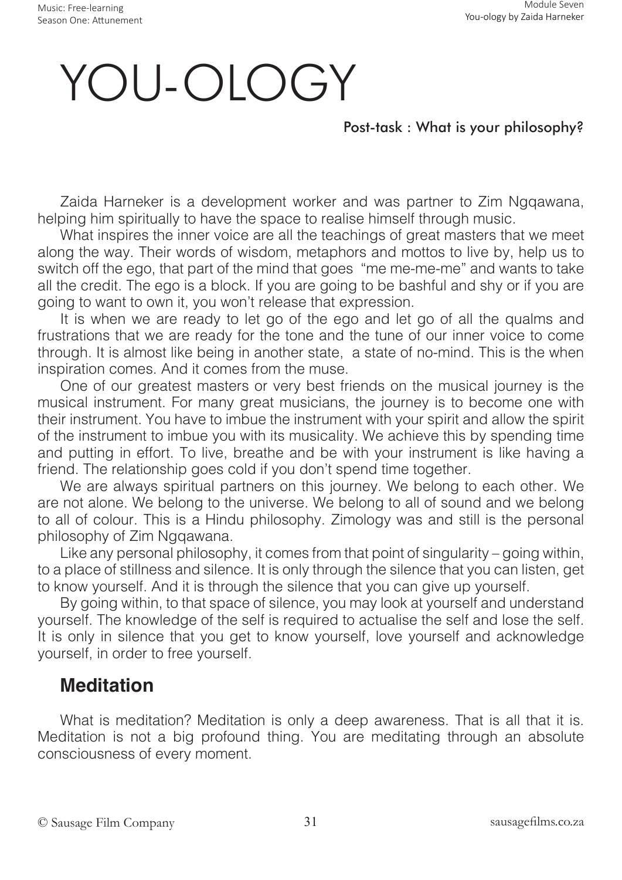# YOU-OLOGY

Post-task : What is your philosophy?

Zaida Harneker is a development worker and was partner to Zim Ngqawana, helping him spiritually to have the space to realise himself through music.

What inspires the inner voice are all the teachings of great masters that we meet along the way. Their words of wisdom, metaphors and mottos to live by, help us to switch off the ego, that part of the mind that goes "me me-me-me" and wants to take all the credit. The ego is a block. If you are going to be bashful and shy or if you are going to want to own it, you won't release that expression.

It is when we are ready to let go of the ego and let go of all the qualms and frustrations that we are ready for the tone and the tune of our inner voice to come through. It is almost like being in another state, a state of no-mind. This is the when inspiration comes. And it comes from the muse.

One of our greatest masters or very best friends on the musical journey is the musical instrument. For many great musicians, the journey is to become one with their instrument. You have to imbue the instrument with your spirit and allow the spirit of the instrument to imbue you with its musicality. We achieve this by spending time and putting in effort. To live, breathe and be with your instrument is like having a friend. The relationship goes cold if you don't spend time together.

We are always spiritual partners on this journey. We belong to each other. We are not alone. We belong to the universe. We belong to all of sound and we belong to all of colour. This is a Hindu philosophy. Zimology was and still is the personal philosophy of Zim Ngqawana.

Like any personal philosophy, it comes from that point of singularity – going within, to a place of stillness and silence. It is only through the silence that you can listen, get to know yourself. And it is through the silence that you can give up yourself.

By going within, to that space of silence, you may look at yourself and understand yourself. The knowledge of the self is required to actualise the self and lose the self. It is only in silence that you get to know yourself, love yourself and acknowledge yourself, in order to free yourself.

## Meditation

What is meditation? Meditation is only a deep awareness. That is all that it is. Meditation is not a big profound thing. You are meditating through an absolute consciousness of every moment.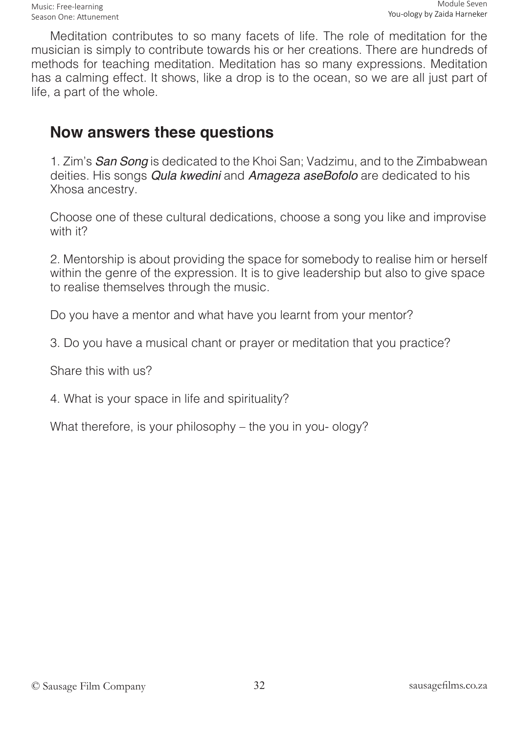Meditation contributes to so many facets of life. The role of meditation for the musician is simply to contribute towards his or her creations. There are hundreds of methods for teaching meditation. Meditation has so many expressions. Meditation has a calming effect. It shows, like a drop is to the ocean, so we are all just part of life, a part of the whole.

## Now answers these questions

1. Zim's *San Song* is dedicated to the Khoi San; Vadzimu, and to the Zimbabwean deities. His songs *Qula kwedini* and *Amageza aseBofolo* are dedicated to his Xhosa ancestry.

Choose one of these cultural dedications, choose a song you like and improvise with it?

2. Mentorship is about providing the space for somebody to realise him or herself within the genre of the expression. It is to give leadership but also to give space to realise themselves through the music.

Do you have a mentor and what have you learnt from your mentor?

3. Do you have a musical chant or prayer or meditation that you practice?

Share this with us?

4. What is your space in life and spirituality?

What therefore, is your philosophy – the you in you- ology?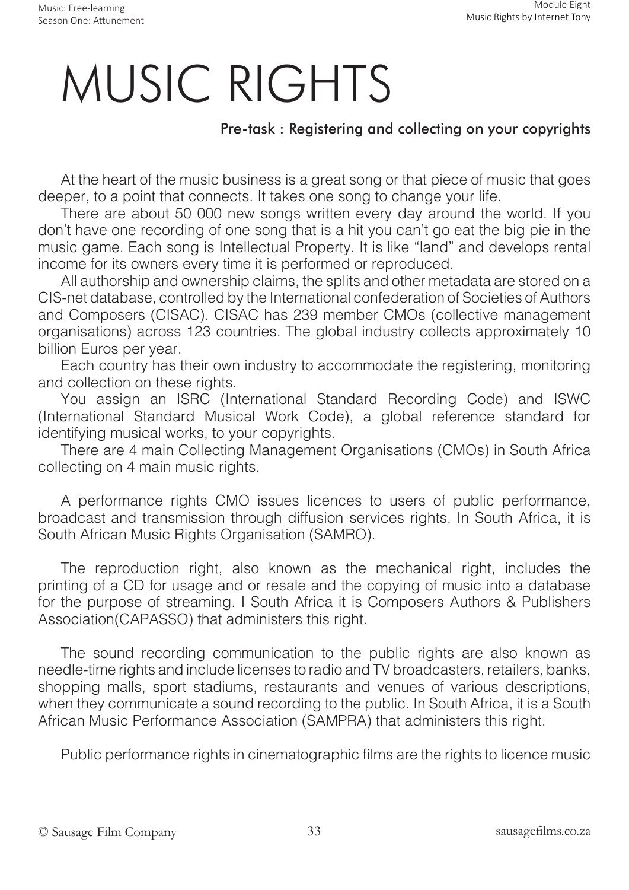# MUSIC RIGHTS

### Pre-task : Registering and collecting on your copyrights

At the heart of the music business is a great song or that piece of music that goes deeper, to a point that connects. It takes one song to change your life.

There are about 50 000 new songs written every day around the world. If you don't have one recording of one song that is a hit you can't go eat the big pie in the music game. Each song is Intellectual Property. It is like "land" and develops rental income for its owners every time it is performed or reproduced.

All authorship and ownership claims, the splits and other metadata are stored on a CIS-net database, controlled by the International confederation of Societies of Authors and Composers (CISAC). CISAC has 239 member CMOs (collective management organisations) across 123 countries. The global industry collects approximately 10 billion Euros per year.

Each country has their own industry to accommodate the registering, monitoring and collection on these rights.

You assign an ISRC (International Standard Recording Code) and ISWC (International Standard Musical Work Code), a global reference standard for identifying musical works, to your copyrights.

There are 4 main Collecting Management Organisations (CMOs) in South Africa collecting on 4 main music rights.

A performance rights CMO issues licences to users of public performance, broadcast and transmission through diffusion services rights. In South Africa, it is South African Music Rights Organisation (SAMRO).

The reproduction right, also known as the mechanical right, includes the printing of a CD for usage and or resale and the copying of music into a database for the purpose of streaming. I South Africa it is Composers Authors & Publishers Association(CAPASSO) that administers this right.

The sound recording communication to the public rights are also known as needle-time rights and include licenses to radio and TV broadcasters, retailers, banks, shopping malls, sport stadiums, restaurants and venues of various descriptions, when they communicate a sound recording to the public. In South Africa, it is a South African Music Performance Association (SAMPRA) that administers this right.

Public performance rights in cinematographic films are the rights to licence music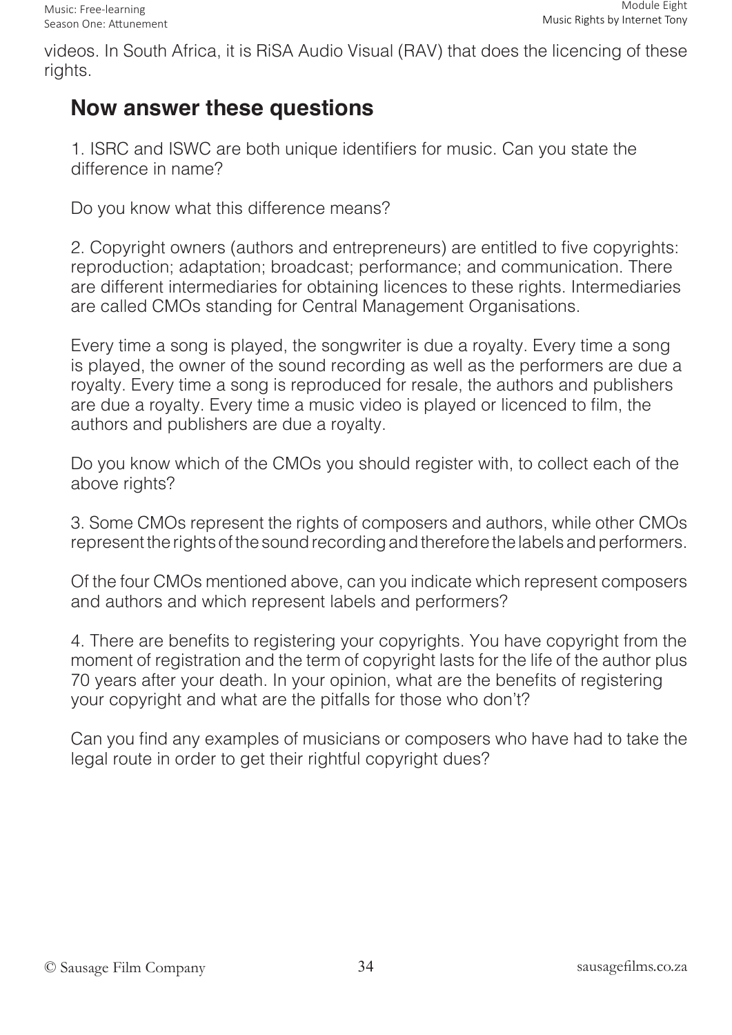videos. In South Africa, it is RiSA Audio Visual (RAV) that does the licencing of these rights.

## Now answer these questions

1. ISRC and ISWC are both unique identifiers for music. Can you state the difference in name?

Do you know what this difference means?

2. Copyright owners (authors and entrepreneurs) are entitled to five copyrights: reproduction; adaptation; broadcast; performance; and communication. There are different intermediaries for obtaining licences to these rights. Intermediaries are called CMOs standing for Central Management Organisations.

Every time a song is played, the songwriter is due a royalty. Every time a song is played, the owner of the sound recording as well as the performers are due a royalty. Every time a song is reproduced for resale, the authors and publishers are due a royalty. Every time a music video is played or licenced to film, the authors and publishers are due a royalty.

Do you know which of the CMOs you should register with, to collect each of the above rights?

3. Some CMOs represent the rights of composers and authors, while other CMOs represent the rights of the sound recording and therefore the labels and performers.

Of the four CMOs mentioned above, can you indicate which represent composers and authors and which represent labels and performers?

4. There are benefits to registering your copyrights. You have copyright from the moment of registration and the term of copyright lasts for the life of the author plus 70 years after your death. In your opinion, what are the benefits of registering your copyright and what are the pitfalls for those who don't?

Can you find any examples of musicians or composers who have had to take the legal route in order to get their rightful copyright dues?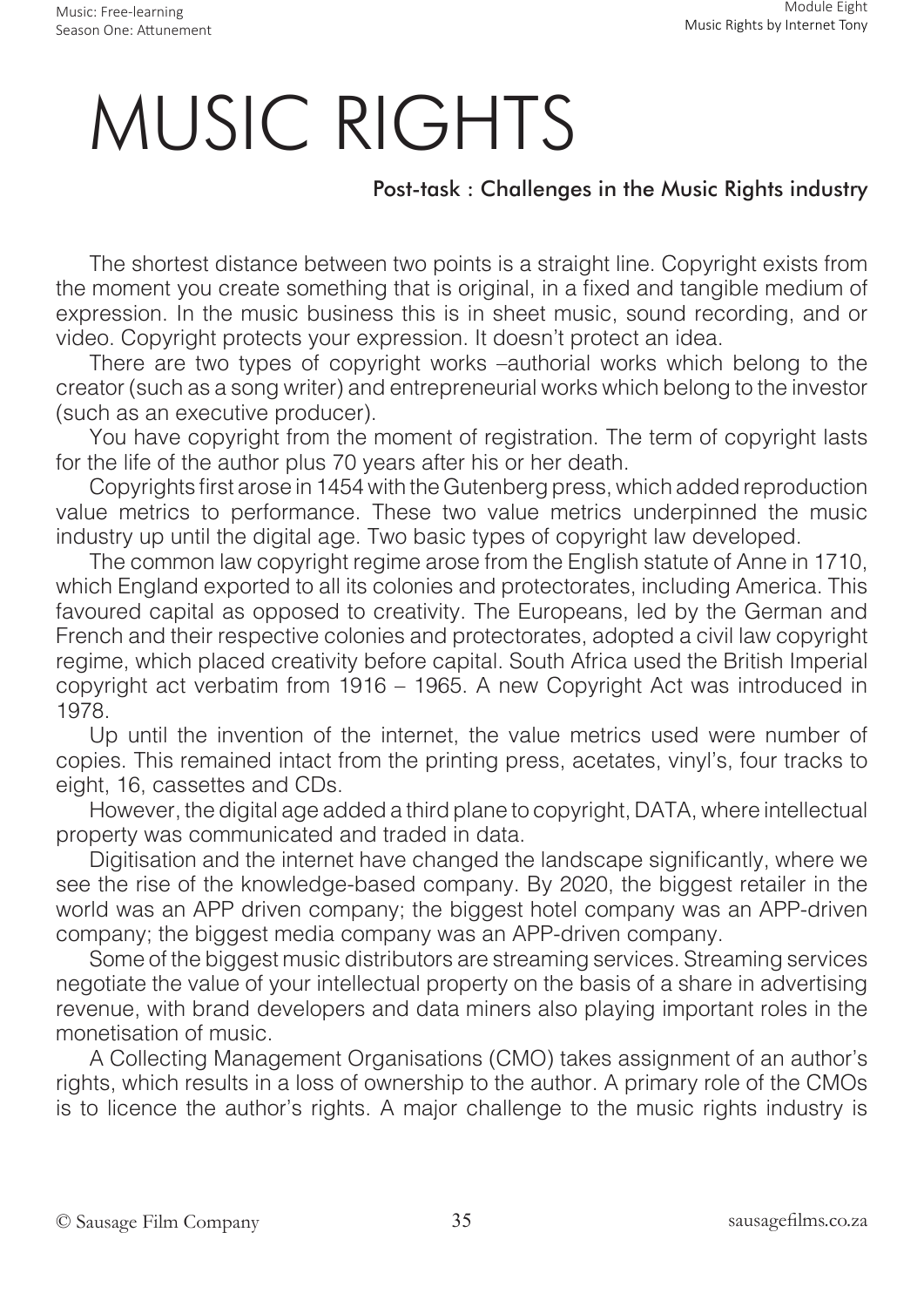# MUSIC RIGHTS

## Post-task : Challenges in the Music Rights industry

The shortest distance between two points is a straight line. Copyright exists from the moment you create something that is original, in a fixed and tangible medium of expression. In the music business this is in sheet music, sound recording, and or video. Copyright protects your expression. It doesn't protect an idea.

There are two types of copyright works –authorial works which belong to the creator (such as a song writer) and entrepreneurial works which belong to the investor (such as an executive producer).

You have copyright from the moment of registration. The term of copyright lasts for the life of the author plus 70 years after his or her death.

Copyrights first arose in 1454 with the Gutenberg press, which added reproduction value metrics to performance. These two value metrics underpinned the music industry up until the digital age. Two basic types of copyright law developed.

The common law copyright regime arose from the English statute of Anne in 1710, which England exported to all its colonies and protectorates, including America. This favoured capital as opposed to creativity. The Europeans, led by the German and French and their respective colonies and protectorates, adopted a civil law copyright regime, which placed creativity before capital. South Africa used the British Imperial copyright act verbatim from 1916 – 1965. A new Copyright Act was introduced in 1978.

Up until the invention of the internet, the value metrics used were number of copies. This remained intact from the printing press, acetates, vinyl's, four tracks to eight, 16, cassettes and CDs.

However, the digital age added a third plane to copyright, DATA, where intellectual property was communicated and traded in data.

Digitisation and the internet have changed the landscape significantly, where we see the rise of the knowledge-based company. By 2020, the biggest retailer in the world was an APP driven company; the biggest hotel company was an APP-driven company; the biggest media company was an APP-driven company.

Some of the biggest music distributors are streaming services. Streaming services negotiate the value of your intellectual property on the basis of a share in advertising revenue, with brand developers and data miners also playing important roles in the monetisation of music.

A Collecting Management Organisations (CMO) takes assignment of an author's rights, which results in a loss of ownership to the author. A primary role of the CMOs is to licence the author's rights. A major challenge to the music rights industry is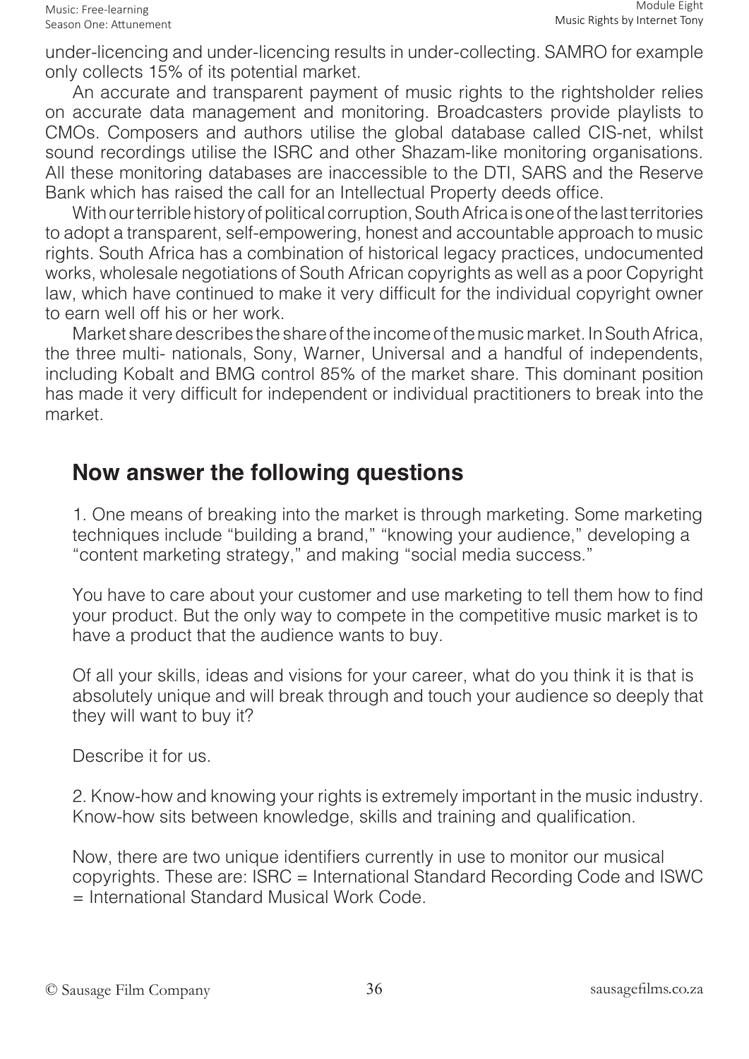under-licencing and under-licencing results in under-collecting. SAMRO for example only collects 15% of its potential market.

An accurate and transparent payment of music rights to the rightsholder relies on accurate data management and monitoring. Broadcasters provide playlists to CMOs. Composers and authors utilise the global database called CIS-net, whilst sound recordings utilise the ISRC and other Shazam-like monitoring organisations. All these monitoring databases are inaccessible to the DTI, SARS and the Reserve Bank which has raised the call for an Intellectual Property deeds office.

With our terrible history of political corruption, South Africa is one of the last territories to adopt a transparent, self-empowering, honest and accountable approach to music rights. South Africa has a combination of historical legacy practices, undocumented works, wholesale negotiations of South African copyrights as well as a poor Copyright law, which have continued to make it very difficult for the individual copyright owner to earn well off his or her work.

Market share describes the share of the income of the music market. In South Africa, the three multi- nationals, Sony, Warner, Universal and a handful of independents, including Kobalt and BMG control 85% of the market share. This dominant position has made it very difficult for independent or individual practitioners to break into the market.

## Now answer the following questions

1. One means of breaking into the market is through marketing. Some marketing techniques include “building a brand,” “knowing your audience,” developing a “content marketing strategy,” and making “social media success.”

You have to care about your customer and use marketing to tell them how to find your product. But the only way to compete in the competitive music market is to have a product that the audience wants to buy.

Of all your skills, ideas and visions for your career, what do you think it is that is absolutely unique and will break through and touch your audience so deeply that they will want to buy it?

Describe it for us.

2. Know-how and knowing your rights is extremely important in the music industry. Know-how sits between knowledge, skills and training and qualification.

Now, there are two unique identifiers currently in use to monitor our musical copyrights. These are: ISRC = International Standard Recording Code and ISWC = International Standard Musical Work Code.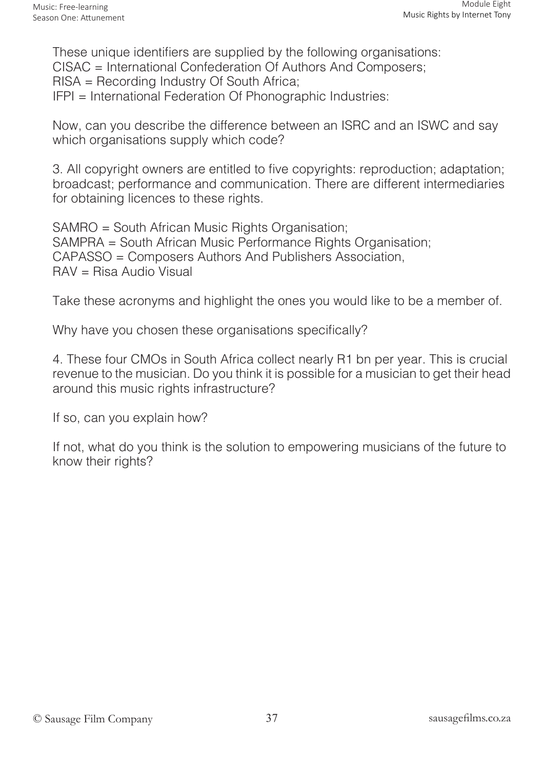These unique identifiers are supplied by the following organisations:
CISAC = International Confederation Of Authors And Composers;
RISA = Recording Industry Of South Africa;
IFPI = International Federation Of Phonographic Industries:

Now, can you describe the difference between an ISRC and an ISWC and say which organisations supply which code?

3. All copyright owners are entitled to five copyrights: reproduction; adaptation; broadcast; performance and communication. There are different intermediaries for obtaining licences to these rights.

SAMRO = South African Music Rights Organisation;
SAMPRA = South African Music Performance Rights Organisation;
CAPASSO = Composers Authors And Publishers Association,
RAV = Risa Audio Visual

Take these acronyms and highlight the ones you would like to be a member of.

Why have you chosen these organisations specifically?

4. These four CMOs in South Africa collect nearly R1 bn per year. This is crucial revenue to the musician. Do you think it is possible for a musician to get their head around this music rights infrastructure?

If so, can you explain how?

If not, what do you think is the solution to empowering musicians of the future to know their rights?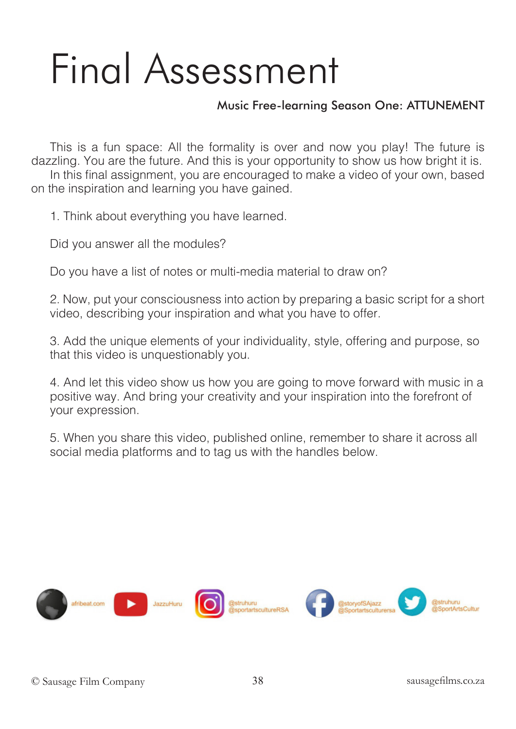# Final Assessment

Music Free-learning Season One: ATTUNEMENT

This is a fun space: All the formality is over and now you play! The future is dazzling. You are the future. And this is your opportunity to show us how bright it is.

In this final assignment, you are encouraged to make a video of your own, based on the inspiration and learning you have gained.

1. Think about everything you have learned.

Did you answer all the modules?

Do you have a list of notes or multi-media material to draw on?

2. Now, put your consciousness into action by preparing a basic script for a short video, describing your inspiration and what you have to offer.

3. Add the unique elements of your individuality, style, offering and purpose, so that this video is unquestionably you.

4. And let this video show us how you are going to move forward with music in a positive way. And bring your creativity and your inspiration into the forefront of your expression.

5. When you share this video, published online, remember to share it across all social media platforms and to tag us with the handles below.

afribeat.com

JazzuHuru

@struhuru
@sportartscultureRSA

@storyofSAjazz
@Sportartsculturersa

@struhuru
@SportArtsCultur

© Sausage Film Company

sausagefilms.co.za